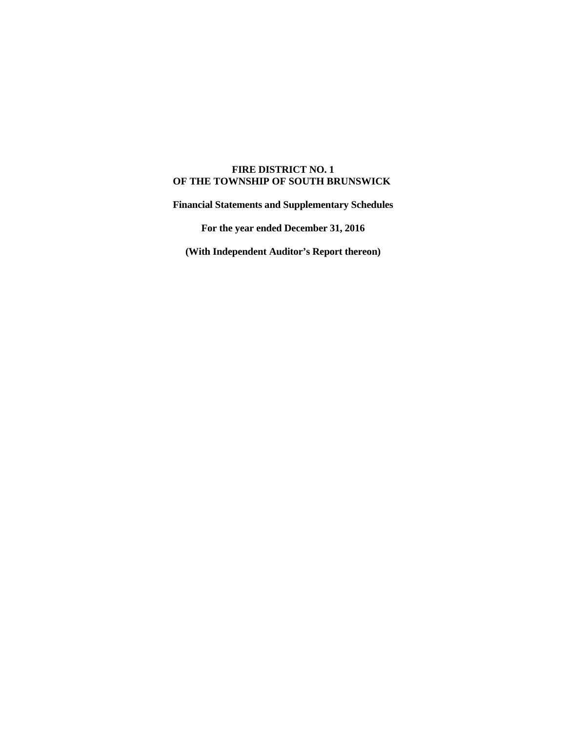# FIRE DISTRICT NO. 1
# OF THE TOWNSHIP OF SOUTH BRUNSWICK

**Financial Statements and Supplementary Schedules**

**For the year ended December 31, 2016**

**(With Independent Auditor's Report thereon)**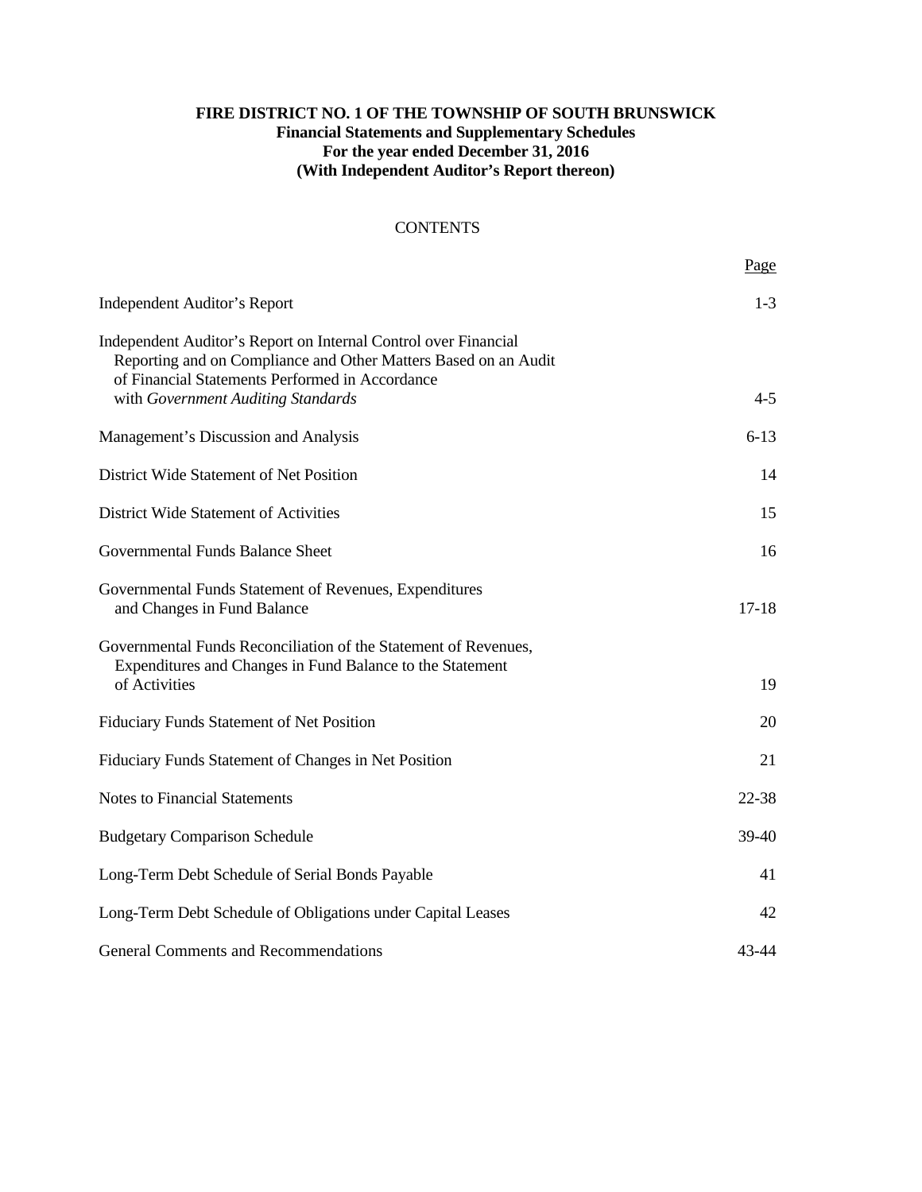**FIRE DISTRICT NO. 1 OF THE TOWNSHIP OF SOUTH BRUNSWICK**
**Financial Statements and Supplementary Schedules**
**For the year ended December 31, 2016**
**(With Independent Auditor's Report thereon)**

CONTENTS

| | Page |
|---|---|
| Independent Auditor's Report | 1-3 |
| Independent Auditor's Report on Internal Control over Financial Reporting and on Compliance and Other Matters Based on an Audit of Financial Statements Performed in Accordance with *Government Auditing Standards* | 4-5 |
| Management's Discussion and Analysis | 6-13 |
| District Wide Statement of Net Position | 14 |
| District Wide Statement of Activities | 15 |
| Governmental Funds Balance Sheet | 16 |
| Governmental Funds Statement of Revenues, Expenditures and Changes in Fund Balance | 17-18 |
| Governmental Funds Reconciliation of the Statement of Revenues, Expenditures and Changes in Fund Balance to the Statement of Activities | 19 |
| Fiduciary Funds Statement of Net Position | 20 |
| Fiduciary Funds Statement of Changes in Net Position | 21 |
| Notes to Financial Statements | 22-38 |
| Budgetary Comparison Schedule | 39-40 |
| Long-Term Debt Schedule of Serial Bonds Payable | 41 |
| Long-Term Debt Schedule of Obligations under Capital Leases | 42 |
| General Comments and Recommendations | 43-44 |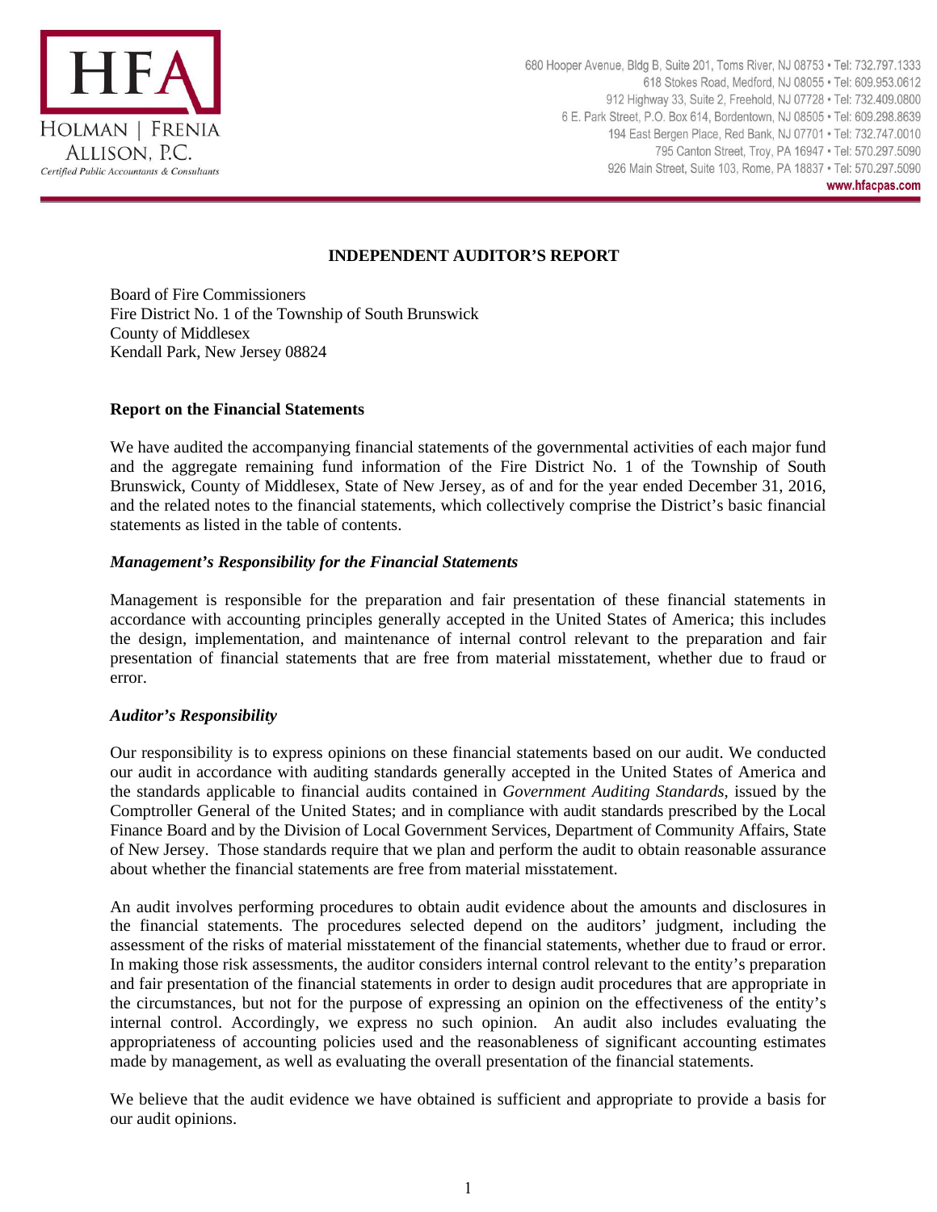**INDEPENDENT AUDITOR'S REPORT**

Board of Fire Commissioners
Fire District No. 1 of the Township of South Brunswick
County of Middlesex
Kendall Park, New Jersey 08824

**Report on the Financial Statements**

We have audited the accompanying financial statements of the governmental activities of each major fund and the aggregate remaining fund information of the Fire District No. 1 of the Township of South Brunswick, County of Middlesex, State of New Jersey, as of and for the year ended December 31, 2016, and the related notes to the financial statements, which collectively comprise the District's basic financial statements as listed in the table of contents.

***Management's Responsibility for the Financial Statements***

Management is responsible for the preparation and fair presentation of these financial statements in accordance with accounting principles generally accepted in the United States of America; this includes the design, implementation, and maintenance of internal control relevant to the preparation and fair presentation of financial statements that are free from material misstatement, whether due to fraud or error.

***Auditor's Responsibility***

Our responsibility is to express opinions on these financial statements based on our audit. We conducted our audit in accordance with auditing standards generally accepted in the United States of America and the standards applicable to financial audits contained in *Government Auditing Standards,* issued by the Comptroller General of the United States; and in compliance with audit standards prescribed by the Local Finance Board and by the Division of Local Government Services, Department of Community Affairs, State of New Jersey. Those standards require that we plan and perform the audit to obtain reasonable assurance about whether the financial statements are free from material misstatement.

An audit involves performing procedures to obtain audit evidence about the amounts and disclosures in the financial statements. The procedures selected depend on the auditors' judgment, including the assessment of the risks of material misstatement of the financial statements, whether due to fraud or error. In making those risk assessments, the auditor considers internal control relevant to the entity's preparation and fair presentation of the financial statements in order to design audit procedures that are appropriate in the circumstances, but not for the purpose of expressing an opinion on the effectiveness of the entity's internal control. Accordingly, we express no such opinion. An audit also includes evaluating the appropriateness of accounting policies used and the reasonableness of significant accounting estimates made by management, as well as evaluating the overall presentation of the financial statements.

We believe that the audit evidence we have obtained is sufficient and appropriate to provide a basis for our audit opinions.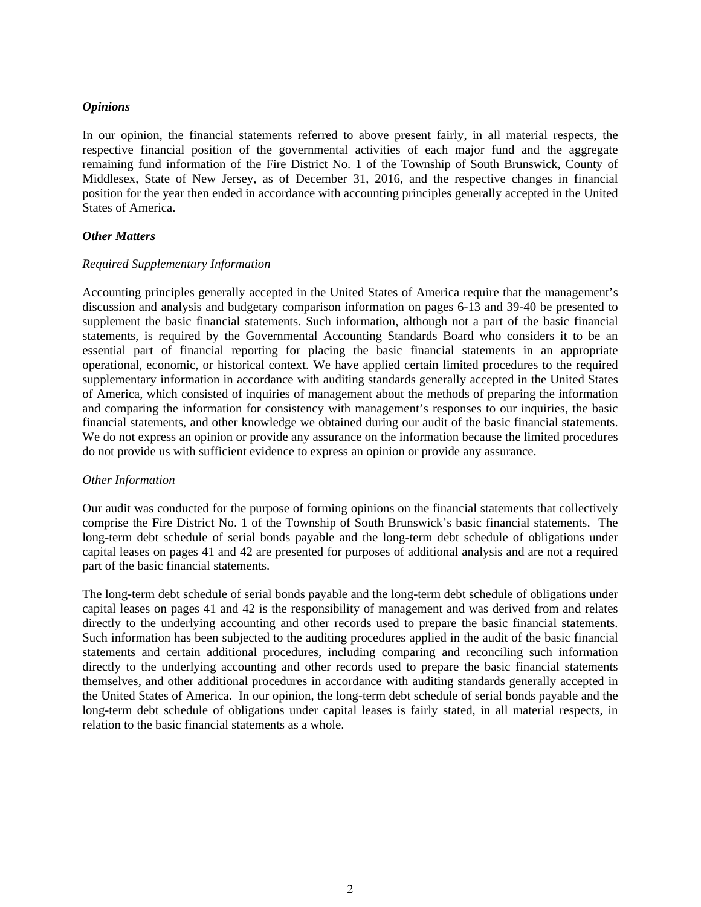***Opinions***

In our opinion, the financial statements referred to above present fairly, in all material respects, the respective financial position of the governmental activities of each major fund and the aggregate remaining fund information of the Fire District No. 1 of the Township of South Brunswick, County of Middlesex, State of New Jersey, as of December 31, 2016, and the respective changes in financial position for the year then ended in accordance with accounting principles generally accepted in the United States of America.

***Other Matters***

*Required Supplementary Information*

Accounting principles generally accepted in the United States of America require that the management's discussion and analysis and budgetary comparison information on pages 6-13 and 39-40 be presented to supplement the basic financial statements. Such information, although not a part of the basic financial statements, is required by the Governmental Accounting Standards Board who considers it to be an essential part of financial reporting for placing the basic financial statements in an appropriate operational, economic, or historical context. We have applied certain limited procedures to the required supplementary information in accordance with auditing standards generally accepted in the United States of America, which consisted of inquiries of management about the methods of preparing the information and comparing the information for consistency with management's responses to our inquiries, the basic financial statements, and other knowledge we obtained during our audit of the basic financial statements. We do not express an opinion or provide any assurance on the information because the limited procedures do not provide us with sufficient evidence to express an opinion or provide any assurance.

*Other Information*

Our audit was conducted for the purpose of forming opinions on the financial statements that collectively comprise the Fire District No. 1 of the Township of South Brunswick's basic financial statements. The long-term debt schedule of serial bonds payable and the long-term debt schedule of obligations under capital leases on pages 41 and 42 are presented for purposes of additional analysis and are not a required part of the basic financial statements.

The long-term debt schedule of serial bonds payable and the long-term debt schedule of obligations under capital leases on pages 41 and 42 is the responsibility of management and was derived from and relates directly to the underlying accounting and other records used to prepare the basic financial statements. Such information has been subjected to the auditing procedures applied in the audit of the basic financial statements and certain additional procedures, including comparing and reconciling such information directly to the underlying accounting and other records used to prepare the basic financial statements themselves, and other additional procedures in accordance with auditing standards generally accepted in the United States of America. In our opinion, the long-term debt schedule of serial bonds payable and the long-term debt schedule of obligations under capital leases is fairly stated, in all material respects, in relation to the basic financial statements as a whole.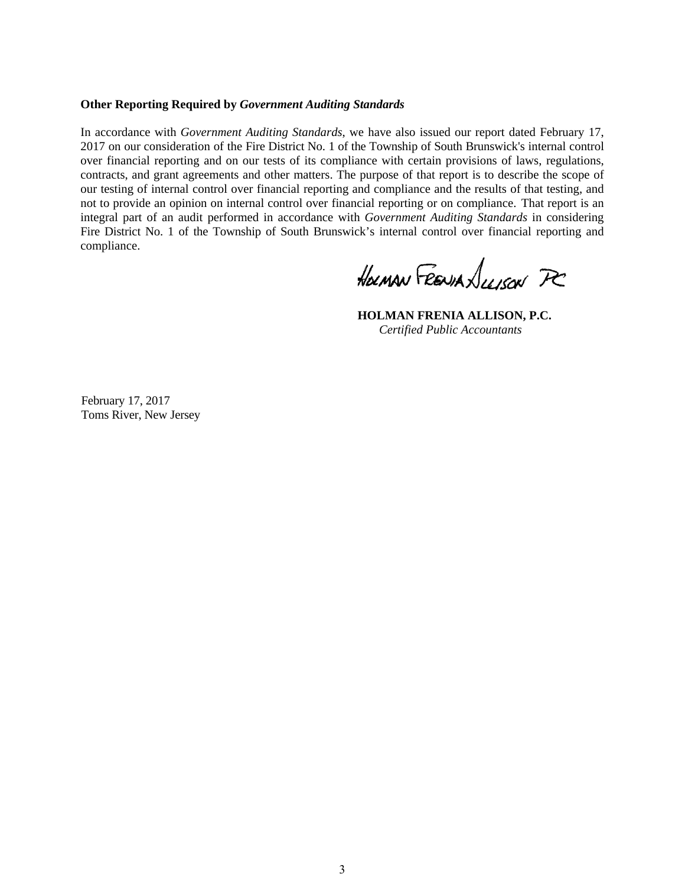**Other Reporting Required by *Government Auditing Standards***

In accordance with *Government Auditing Standards*, we have also issued our report dated February 17, 2017 on our consideration of the Fire District No. 1 of the Township of South Brunswick's internal control over financial reporting and on our tests of its compliance with certain provisions of laws, regulations, contracts, and grant agreements and other matters. The purpose of that report is to describe the scope of our testing of internal control over financial reporting and compliance and the results of that testing, and not to provide an opinion on internal control over financial reporting or on compliance. That report is an integral part of an audit performed in accordance with *Government Auditing Standards* in considering Fire District No. 1 of the Township of South Brunswick's internal control over financial reporting and compliance.

Holman Frenia Allison PC

**HOLMAN FRENIA ALLISON, P.C.**
*Certified Public Accountants*

February 17, 2017
Toms River, New Jersey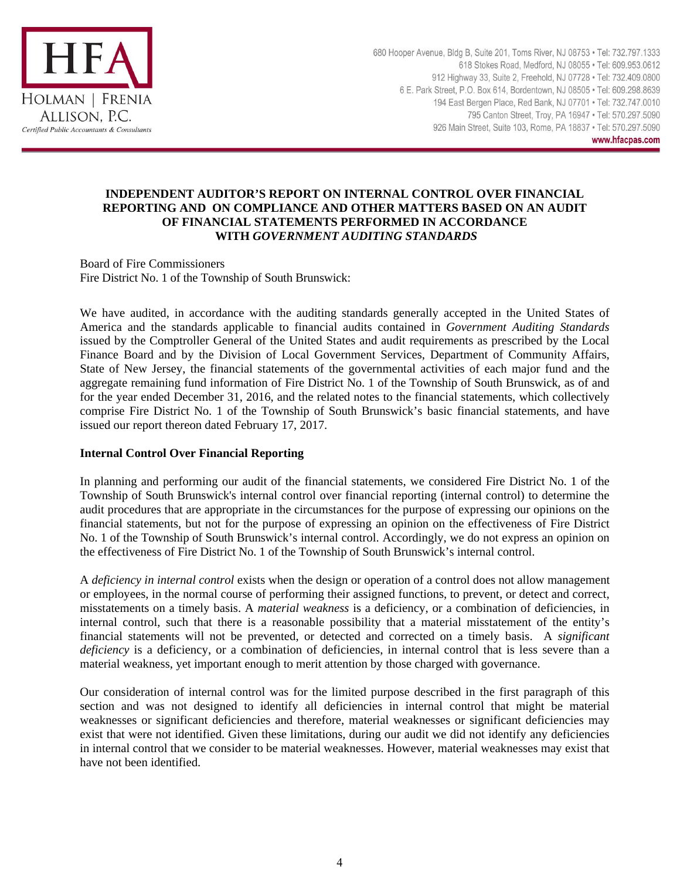**INDEPENDENT AUDITOR'S REPORT ON INTERNAL CONTROL OVER FINANCIAL REPORTING AND ON COMPLIANCE AND OTHER MATTERS BASED ON AN AUDIT OF FINANCIAL STATEMENTS PERFORMED IN ACCORDANCE WITH *GOVERNMENT AUDITING STANDARDS***

Board of Fire Commissioners
Fire District No. 1 of the Township of South Brunswick:

We have audited, in accordance with the auditing standards generally accepted in the United States of America and the standards applicable to financial audits contained in *Government Auditing Standards* issued by the Comptroller General of the United States and audit requirements as prescribed by the Local Finance Board and by the Division of Local Government Services, Department of Community Affairs, State of New Jersey, the financial statements of the governmental activities of each major fund and the aggregate remaining fund information of Fire District No. 1 of the Township of South Brunswick, as of and for the year ended December 31, 2016, and the related notes to the financial statements, which collectively comprise Fire District No. 1 of the Township of South Brunswick's basic financial statements, and have issued our report thereon dated February 17, 2017.

**Internal Control Over Financial Reporting**

In planning and performing our audit of the financial statements, we considered Fire District No. 1 of the Township of South Brunswick's internal control over financial reporting (internal control) to determine the audit procedures that are appropriate in the circumstances for the purpose of expressing our opinions on the financial statements, but not for the purpose of expressing an opinion on the effectiveness of Fire District No. 1 of the Township of South Brunswick's internal control. Accordingly, we do not express an opinion on the effectiveness of Fire District No. 1 of the Township of South Brunswick's internal control.

A *deficiency in internal control* exists when the design or operation of a control does not allow management or employees, in the normal course of performing their assigned functions, to prevent, or detect and correct, misstatements on a timely basis. A *material weakness* is a deficiency, or a combination of deficiencies, in internal control, such that there is a reasonable possibility that a material misstatement of the entity's financial statements will not be prevented, or detected and corrected on a timely basis. A *significant deficiency* is a deficiency, or a combination of deficiencies, in internal control that is less severe than a material weakness, yet important enough to merit attention by those charged with governance.

Our consideration of internal control was for the limited purpose described in the first paragraph of this section and was not designed to identify all deficiencies in internal control that might be material weaknesses or significant deficiencies and therefore, material weaknesses or significant deficiencies may exist that were not identified. Given these limitations, during our audit we did not identify any deficiencies in internal control that we consider to be material weaknesses. However, material weaknesses may exist that have not been identified.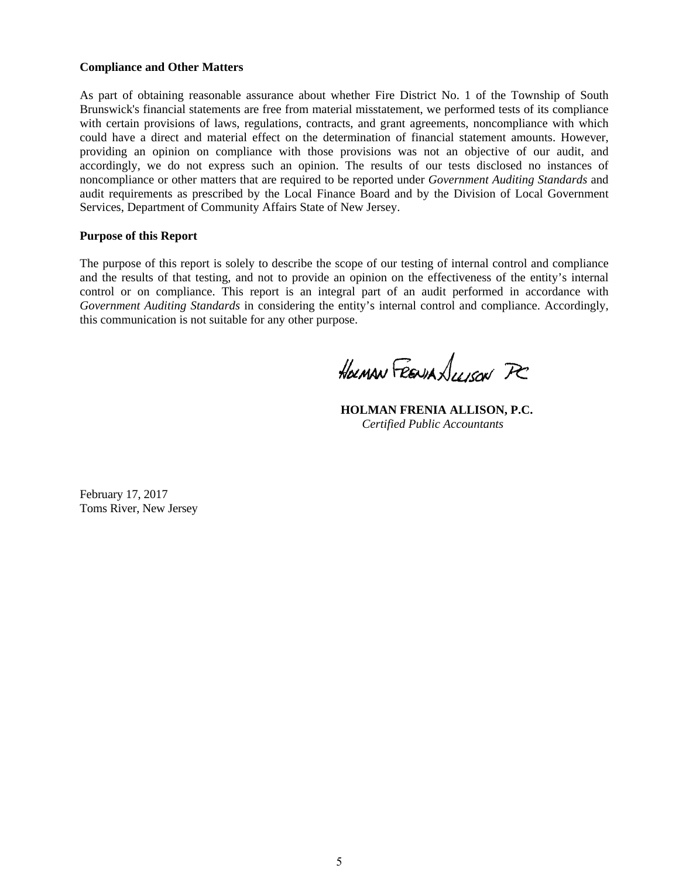**Compliance and Other Matters**

As part of obtaining reasonable assurance about whether Fire District No. 1 of the Township of South Brunswick's financial statements are free from material misstatement, we performed tests of its compliance with certain provisions of laws, regulations, contracts, and grant agreements, noncompliance with which could have a direct and material effect on the determination of financial statement amounts. However, providing an opinion on compliance with those provisions was not an objective of our audit, and accordingly, we do not express such an opinion. The results of our tests disclosed no instances of noncompliance or other matters that are required to be reported under *Government Auditing Standards* and audit requirements as prescribed by the Local Finance Board and by the Division of Local Government Services, Department of Community Affairs State of New Jersey.

**Purpose of this Report**

The purpose of this report is solely to describe the scope of our testing of internal control and compliance and the results of that testing, and not to provide an opinion on the effectiveness of the entity's internal control or on compliance. This report is an integral part of an audit performed in accordance with *Government Auditing Standards* in considering the entity's internal control and compliance. Accordingly, this communication is not suitable for any other purpose.

Holman Frenia Allison PC

**HOLMAN FRENIA ALLISON, P.C.**
*Certified Public Accountants*

February 17, 2017
Toms River, New Jersey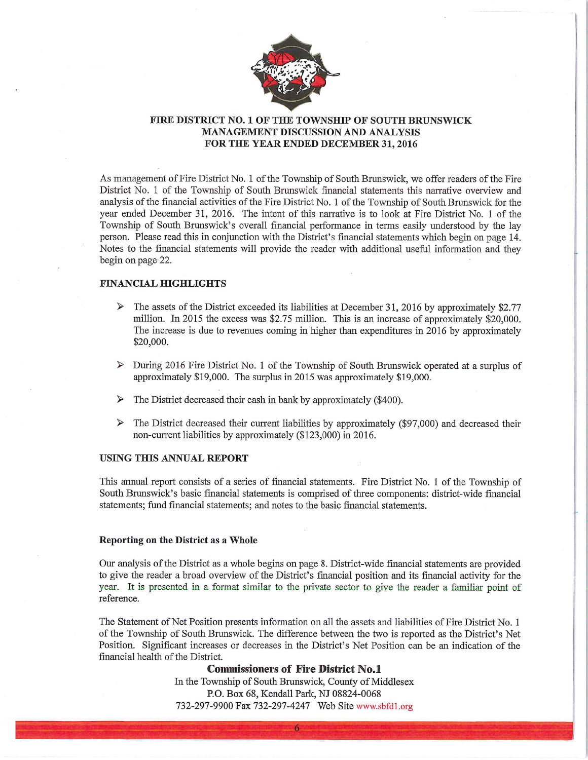# FIRE DISTRICT NO. 1 OF THE TOWNSHIP OF SOUTH BRUNSWICK MANAGEMENT DISCUSSION AND ANALYSIS FOR THE YEAR ENDED DECEMBER 31, 2016

As management of Fire District No. 1 of the Township of South Brunswick, we offer readers of the Fire District No. 1 of the Township of South Brunswick financial statements this narrative overview and analysis of the financial activities of the Fire District No. 1 of the Township of South Brunswick for the year ended December 31, 2016. The intent of this narrative is to look at Fire District No. 1 of the Township of South Brunswick's overall financial performance in terms easily understood by the lay person. Please read this in conjunction with the District's financial statements which begin on page 14. Notes to the financial statements will provide the reader with additional useful information and they begin on page 22.

## FINANCIAL HIGHLIGHTS

- The assets of the District exceeded its liabilities at December 31, 2016 by approximately $2.77 million. In 2015 the excess was $2.75 million. This is an increase of approximately $20,000. The increase is due to revenues coming in higher than expenditures in 2016 by approximately $20,000.
- During 2016 Fire District No. 1 of the Township of South Brunswick operated at a surplus of approximately $19,000. The surplus in 2015 was approximately $19,000.
- The District decreased their cash in bank by approximately ($400).
- The District decreased their current liabilities by approximately ($97,000) and decreased their non-current liabilities by approximately ($123,000) in 2016.

## USING THIS ANNUAL REPORT

This annual report consists of a series of financial statements. Fire District No. 1 of the Township of South Brunswick's basic financial statements is comprised of three components: district-wide financial statements; fund financial statements; and notes to the basic financial statements.

### Reporting on the District as a Whole

Our analysis of the District as a whole begins on page 8. District-wide financial statements are provided to give the reader a broad overview of the District's financial position and its financial activity for the year. It is presented in a format similar to the private sector to give the reader a familiar point of reference.

The Statement of Net Position presents information on all the assets and liabilities of Fire District No. 1 of the Township of South Brunswick. The difference between the two is reported as the District's Net Position. Significant increases or decreases in the District's Net Position can be an indication of the financial health of the District.

**Commissioners of Fire District No.1**
In the Township of South Brunswick, County of Middlesex
P.O. Box 68, Kendall Park, NJ 08824-0068
732-297-9900 Fax 732-297-4247 Web Site www.sbfd1.org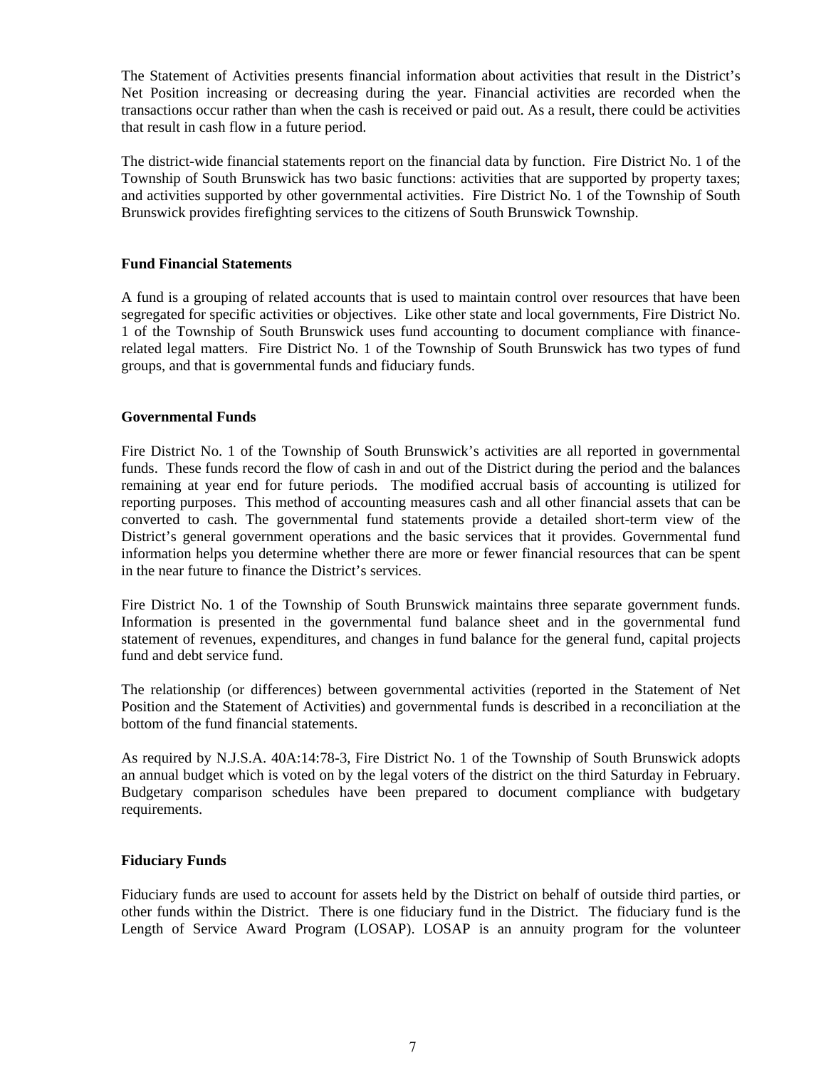The Statement of Activities presents financial information about activities that result in the District's Net Position increasing or decreasing during the year. Financial activities are recorded when the transactions occur rather than when the cash is received or paid out. As a result, there could be activities that result in cash flow in a future period.

The district-wide financial statements report on the financial data by function. Fire District No. 1 of the Township of South Brunswick has two basic functions: activities that are supported by property taxes; and activities supported by other governmental activities. Fire District No. 1 of the Township of South Brunswick provides firefighting services to the citizens of South Brunswick Township.

**Fund Financial Statements**

A fund is a grouping of related accounts that is used to maintain control over resources that have been segregated for specific activities or objectives. Like other state and local governments, Fire District No. 1 of the Township of South Brunswick uses fund accounting to document compliance with finance-related legal matters. Fire District No. 1 of the Township of South Brunswick has two types of fund groups, and that is governmental funds and fiduciary funds.

**Governmental Funds**

Fire District No. 1 of the Township of South Brunswick's activities are all reported in governmental funds. These funds record the flow of cash in and out of the District during the period and the balances remaining at year end for future periods. The modified accrual basis of accounting is utilized for reporting purposes. This method of accounting measures cash and all other financial assets that can be converted to cash. The governmental fund statements provide a detailed short-term view of the District's general government operations and the basic services that it provides. Governmental fund information helps you determine whether there are more or fewer financial resources that can be spent in the near future to finance the District's services.

Fire District No. 1 of the Township of South Brunswick maintains three separate government funds. Information is presented in the governmental fund balance sheet and in the governmental fund statement of revenues, expenditures, and changes in fund balance for the general fund, capital projects fund and debt service fund.

The relationship (or differences) between governmental activities (reported in the Statement of Net Position and the Statement of Activities) and governmental funds is described in a reconciliation at the bottom of the fund financial statements.

As required by N.J.S.A. 40A:14:78-3, Fire District No. 1 of the Township of South Brunswick adopts an annual budget which is voted on by the legal voters of the district on the third Saturday in February. Budgetary comparison schedules have been prepared to document compliance with budgetary requirements.

**Fiduciary Funds**

Fiduciary funds are used to account for assets held by the District on behalf of outside third parties, or other funds within the District. There is one fiduciary fund in the District. The fiduciary fund is the Length of Service Award Program (LOSAP). LOSAP is an annuity program for the volunteer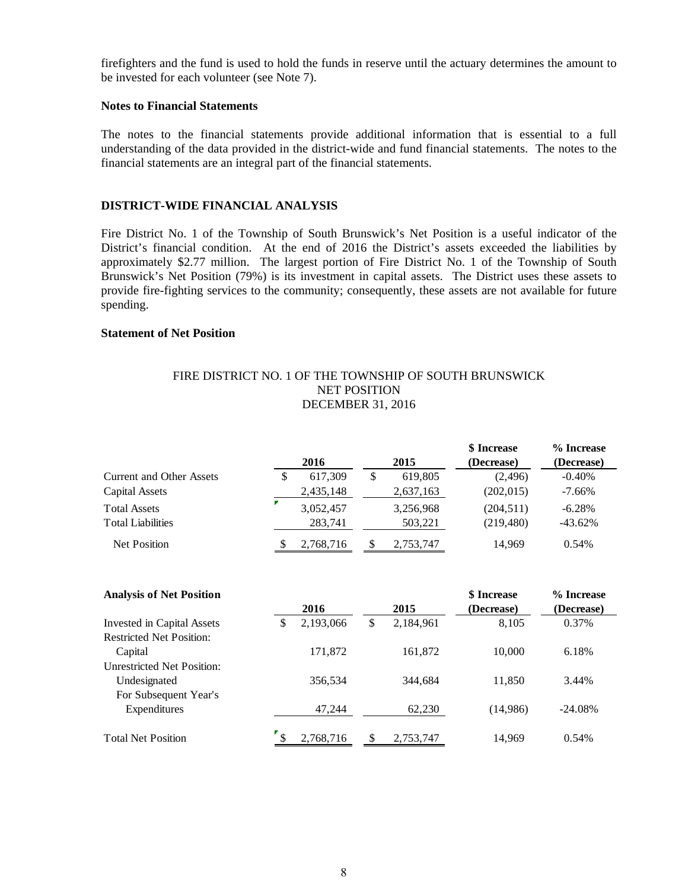firefighters and the fund is used to hold the funds in reserve until the actuary determines the amount to be invested for each volunteer (see Note 7).

**Notes to Financial Statements**

The notes to the financial statements provide additional information that is essential to a full understanding of the data provided in the district-wide and fund financial statements. The notes to the financial statements are an integral part of the financial statements.

**DISTRICT-WIDE FINANCIAL ANALYSIS**

Fire District No. 1 of the Township of South Brunswick's Net Position is a useful indicator of the District's financial condition. At the end of 2016 the District's assets exceeded the liabilities by approximately $2.77 million. The largest portion of Fire District No. 1 of the Township of South Brunswick's Net Position (79%) is its investment in capital assets. The District uses these assets to provide fire-fighting services to the community; consequently, these assets are not available for future spending.

**Statement of Net Position**

FIRE DISTRICT NO. 1 OF THE TOWNSHIP OF SOUTH BRUNSWICK
NET POSITION
DECEMBER 31, 2016

| | 2016 | 2015 | $ Increase (Decrease) | % Increase (Decrease) |
|---|---|---|---|---|
| Current and Other Assets | $ 617,309 | $ 619,805 | (2,496) | -0.40% |
| Capital Assets | 2,435,148 | 2,637,163 | (202,015) | -7.66% |
| Total Assets | 3,052,457 | 3,256,968 | (204,511) | -6.28% |
| Total Liabilities | 283,741 | 503,221 | (219,480) | -43.62% |
| Net Position | $ 2,768,716 | $ 2,753,747 | 14,969 | 0.54% |

| **Analysis of Net Position** | 2016 | 2015 | $ Increase (Decrease) | % Increase (Decrease) |
|---|---|---|---|---|
| Invested in Capital Assets | $ 2,193,066 | $ 2,184,961 | 8,105 | 0.37% |
| Restricted Net Position: | | | | |
| Capital | 171,872 | 161,872 | 10,000 | 6.18% |
| Unrestricted Net Position: | | | | |
| Undesignated | 356,534 | 344,684 | 11,850 | 3.44% |
| For Subsequent Year's Expenditures | 47,244 | 62,230 | (14,986) | -24.08% |
| Total Net Position | $ 2,768,716 | $ 2,753,747 | 14,969 | 0.54% |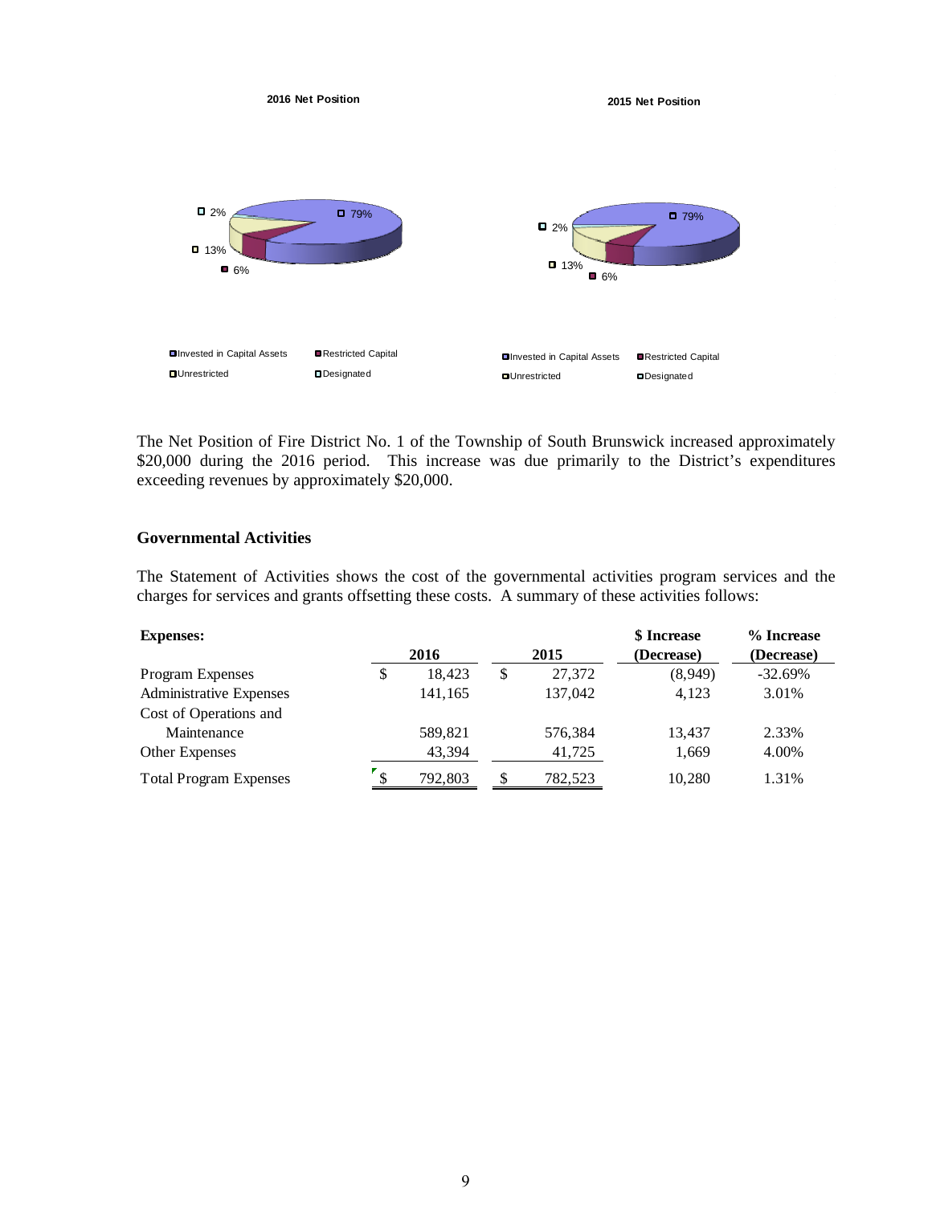**2016 Net Position**

**2015 Net Position**

2016: Invested in Capital Assets 79%, Restricted Capital 6%, Unrestricted 13%, Designated 2%

2015: Invested in Capital Assets 79%, Restricted Capital 6%, Unrestricted 13%, Designated 2%

The Net Position of Fire District No. 1 of the Township of South Brunswick increased approximately $20,000 during the 2016 period. This increase was due primarily to the District's expenditures exceeding revenues by approximately $20,000.

### Governmental Activities

The Statement of Activities shows the cost of the governmental activities program services and the charges for services and grants offsetting these costs. A summary of these activities follows:

| **Expenses:** | **2016** | **2015** | **$ Increase (Decrease)** | **% Increase (Decrease)** |
|---|---|---|---|---|
| Program Expenses | $ 18,423 | $ 27,372 | (8,949) | -32.69% |
| Administrative Expenses | 141,165 | 137,042 | 4,123 | 3.01% |
| Cost of Operations and Maintenance | 589,821 | 576,384 | 13,437 | 2.33% |
| Other Expenses | 43,394 | 41,725 | 1,669 | 4.00% |
| Total Program Expenses | $ 792,803 | $ 782,523 | 10,280 | 1.31% |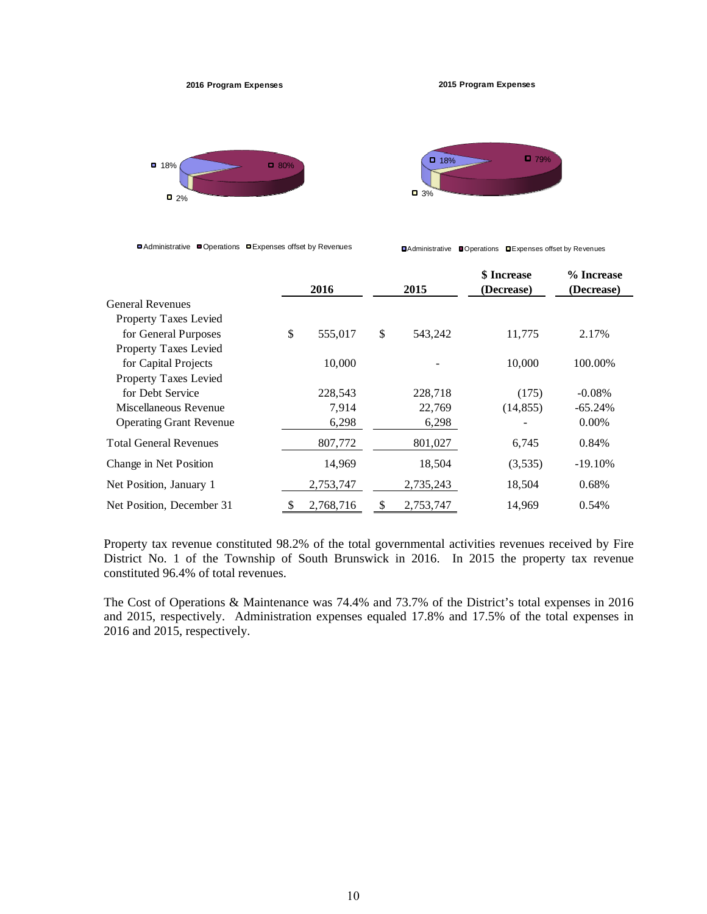**2016 Program Expenses**

18% | 80% | 2%

Administrative | Operations | Expenses offset by Revenues

**2015 Program Expenses**

18% | 79% | 3%

Administrative | Operations | Expenses offset by Revenues

| | 2016 | 2015 | $ Increase (Decrease) | % Increase (Decrease) |
|---|---|---|---|---|
| General Revenues | | | | |
| Property Taxes Levied for General Purposes | $ 555,017 | $ 543,242 | 11,775 | 2.17% |
| Property Taxes Levied for Capital Projects | 10,000 | - | 10,000 | 100.00% |
| Property Taxes Levied for Debt Service | 228,543 | 228,718 | (175) | -0.08% |
| Miscellaneous Revenue | 7,914 | 22,769 | (14,855) | -65.24% |
| Operating Grant Revenue | 6,298 | 6,298 | - | 0.00% |
| Total General Revenues | 807,772 | 801,027 | 6,745 | 0.84% |
| Change in Net Position | 14,969 | 18,504 | (3,535) | -19.10% |
| Net Position, January 1 | 2,753,747 | 2,735,243 | 18,504 | 0.68% |
| Net Position, December 31 | $ 2,768,716 | $ 2,753,747 | 14,969 | 0.54% |

Property tax revenue constituted 98.2% of the total governmental activities revenues received by Fire District No. 1 of the Township of South Brunswick in 2016. In 2015 the property tax revenue constituted 96.4% of total revenues.

The Cost of Operations & Maintenance was 74.4% and 73.7% of the District's total expenses in 2016 and 2015, respectively. Administration expenses equaled 17.8% and 17.5% of the total expenses in 2016 and 2015, respectively.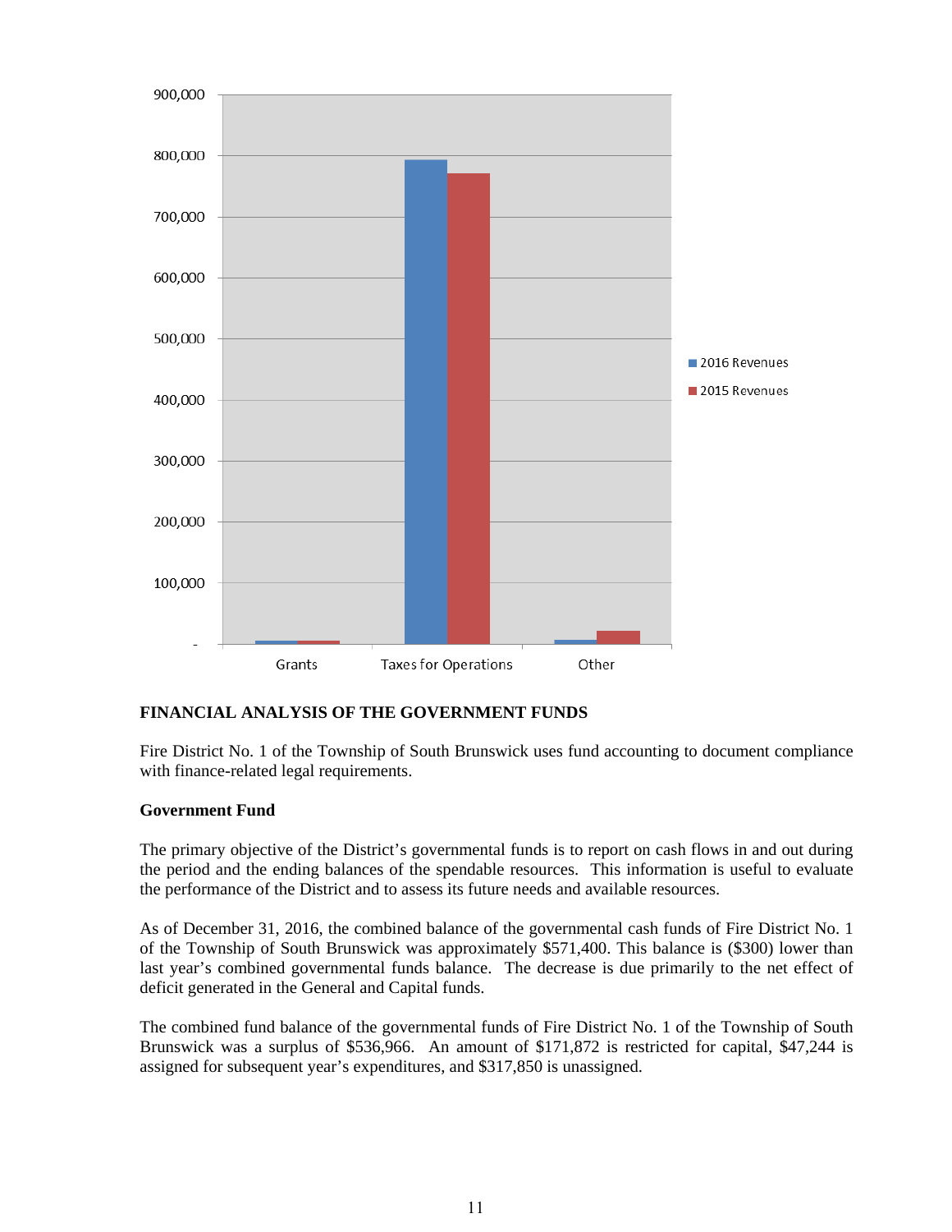## FINANCIAL ANALYSIS OF THE GOVERNMENT FUNDS

Fire District No. 1 of the Township of South Brunswick uses fund accounting to document compliance with finance-related legal requirements.

### Government Fund

The primary objective of the District's governmental funds is to report on cash flows in and out during the period and the ending balances of the spendable resources. This information is useful to evaluate the performance of the District and to assess its future needs and available resources.

As of December 31, 2016, the combined balance of the governmental cash funds of Fire District No. 1 of the Township of South Brunswick was approximately $571,400. This balance is ($300) lower than last year's combined governmental funds balance. The decrease is due primarily to the net effect of deficit generated in the General and Capital funds.

The combined fund balance of the governmental funds of Fire District No. 1 of the Township of South Brunswick was a surplus of $536,966. An amount of $171,872 is restricted for capital, $47,244 is assigned for subsequent year's expenditures, and $317,850 is unassigned.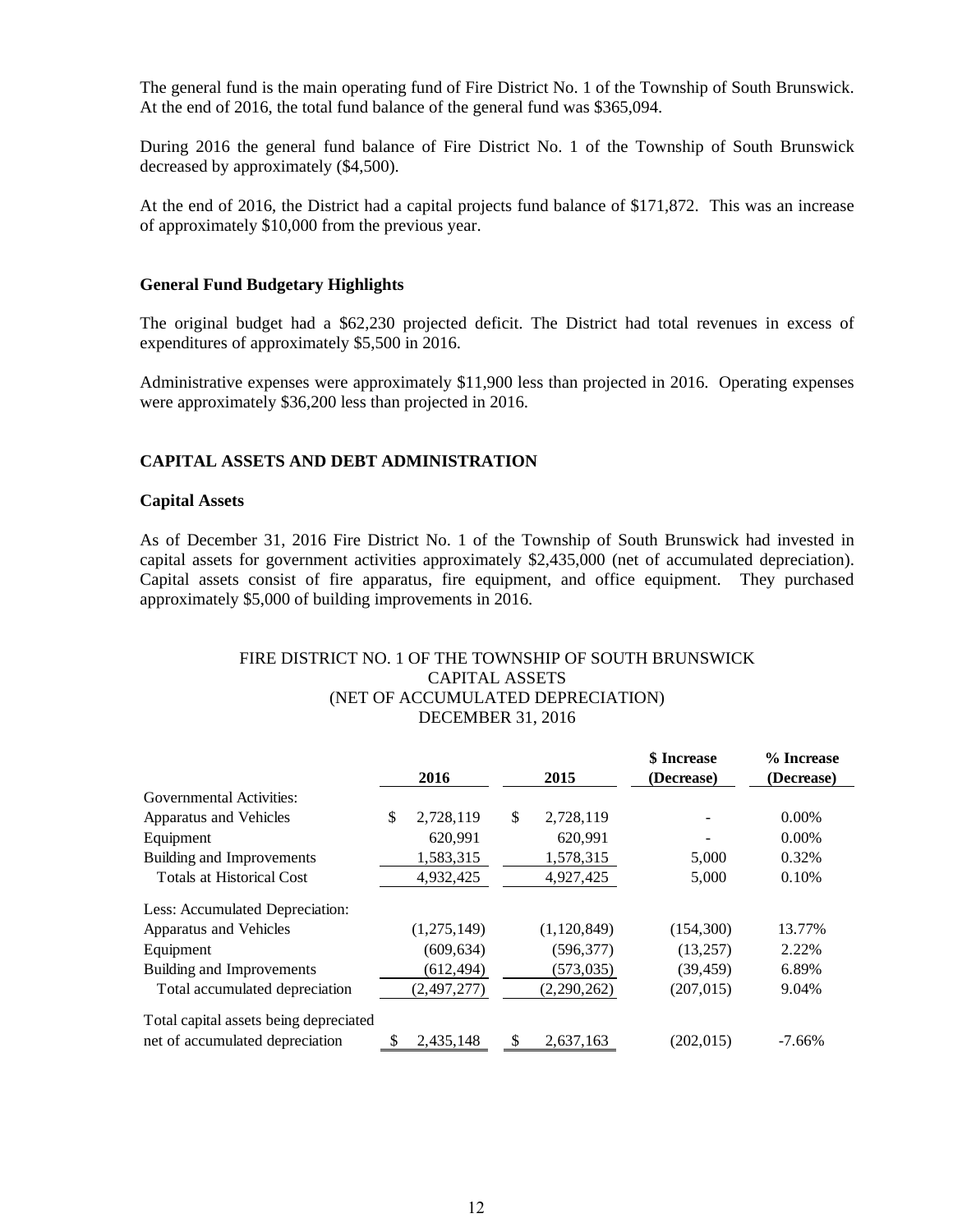The general fund is the main operating fund of Fire District No. 1 of the Township of South Brunswick. At the end of 2016, the total fund balance of the general fund was $365,094.

During 2016 the general fund balance of Fire District No. 1 of the Township of South Brunswick decreased by approximately ($4,500).

At the end of 2016, the District had a capital projects fund balance of $171,872. This was an increase of approximately $10,000 from the previous year.

### General Fund Budgetary Highlights

The original budget had a $62,230 projected deficit. The District had total revenues in excess of expenditures of approximately $5,500 in 2016.

Administrative expenses were approximately $11,900 less than projected in 2016. Operating expenses were approximately $36,200 less than projected in 2016.

## CAPITAL ASSETS AND DEBT ADMINISTRATION

### Capital Assets

As of December 31, 2016 Fire District No. 1 of the Township of South Brunswick had invested in capital assets for government activities approximately $2,435,000 (net of accumulated depreciation). Capital assets consist of fire apparatus, fire equipment, and office equipment. They purchased approximately $5,000 of building improvements in 2016.

FIRE DISTRICT NO. 1 OF THE TOWNSHIP OF SOUTH BRUNSWICK
CAPITAL ASSETS
(NET OF ACCUMULATED DEPRECIATION)
DECEMBER 31, 2016

| | 2016 | 2015 | $ Increase (Decrease) | % Increase (Decrease) |
|---|---|---|---|---|
| Governmental Activities: | | | | |
| Apparatus and Vehicles | $ 2,728,119 | $ 2,728,119 | - | 0.00% |
| Equipment | 620,991 | 620,991 | - | 0.00% |
| Building and Improvements | 1,583,315 | 1,578,315 | 5,000 | 0.32% |
| Totals at Historical Cost | 4,932,425 | 4,927,425 | 5,000 | 0.10% |
| Less: Accumulated Depreciation: | | | | |
| Apparatus and Vehicles | (1,275,149) | (1,120,849) | (154,300) | 13.77% |
| Equipment | (609,634) | (596,377) | (13,257) | 2.22% |
| Building and Improvements | (612,494) | (573,035) | (39,459) | 6.89% |
| Total accumulated depreciation | (2,497,277) | (2,290,262) | (207,015) | 9.04% |
| Total capital assets being depreciated net of accumulated depreciation | $ 2,435,148 | $ 2,637,163 | (202,015) | -7.66% |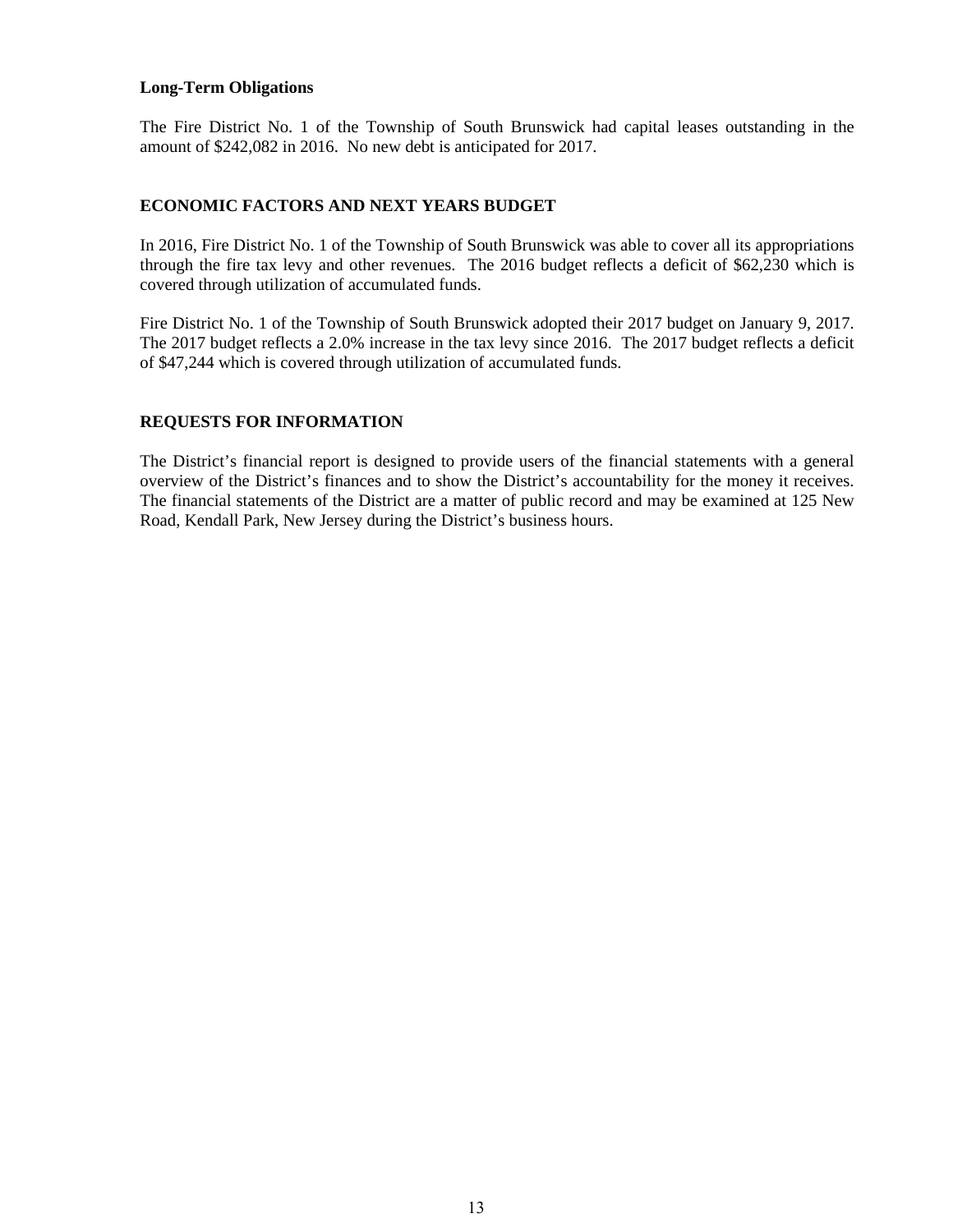**Long-Term Obligations**

The Fire District No. 1 of the Township of South Brunswick had capital leases outstanding in the amount of $242,082 in 2016. No new debt is anticipated for 2017.

## ECONOMIC FACTORS AND NEXT YEARS BUDGET

In 2016, Fire District No. 1 of the Township of South Brunswick was able to cover all its appropriations through the fire tax levy and other revenues. The 2016 budget reflects a deficit of $62,230 which is covered through utilization of accumulated funds.

Fire District No. 1 of the Township of South Brunswick adopted their 2017 budget on January 9, 2017. The 2017 budget reflects a 2.0% increase in the tax levy since 2016. The 2017 budget reflects a deficit of $47,244 which is covered through utilization of accumulated funds.

## REQUESTS FOR INFORMATION

The District's financial report is designed to provide users of the financial statements with a general overview of the District's finances and to show the District's accountability for the money it receives. The financial statements of the District are a matter of public record and may be examined at 125 New Road, Kendall Park, New Jersey during the District's business hours.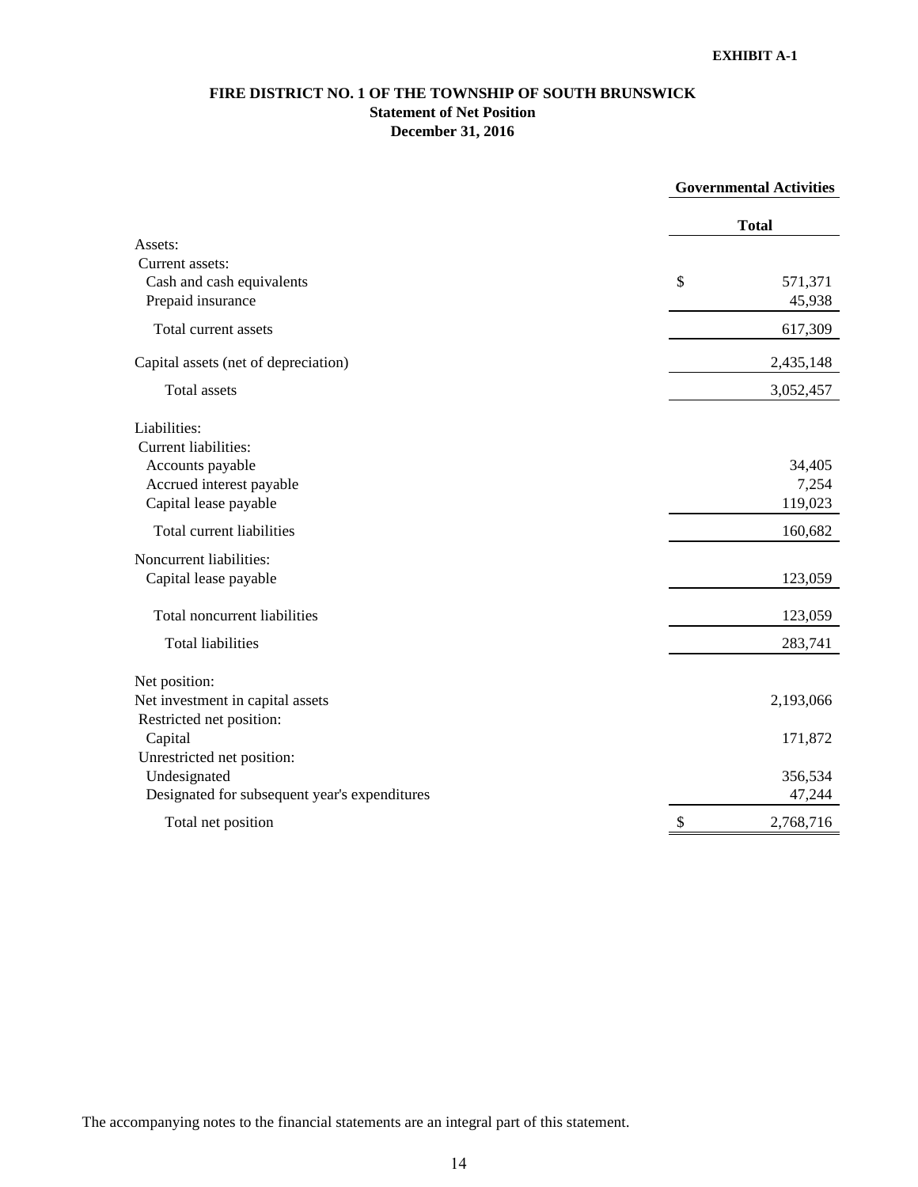EXHIBIT A-1

# FIRE DISTRICT NO. 1 OF THE TOWNSHIP OF SOUTH BRUNSWICK
## Statement of Net Position
## December 31, 2016

| | Governmental Activities |
|---|---|
| | **Total** |
| Assets: | |
| Current assets: | |
| Cash and cash equivalents | $ 571,371 |
| Prepaid insurance | 45,938 |
| Total current assets | 617,309 |
| Capital assets (net of depreciation) | 2,435,148 |
| Total assets | 3,052,457 |
| Liabilities: | |
| Current liabilities: | |
| Accounts payable | 34,405 |
| Accrued interest payable | 7,254 |
| Capital lease payable | 119,023 |
| Total current liabilities | 160,682 |
| Noncurrent liabilities: | |
| Capital lease payable | 123,059 |
| Total noncurrent liabilities | 123,059 |
| Total liabilities | 283,741 |
| Net position: | |
| Net investment in capital assets | 2,193,066 |
| Restricted net position: | |
| Capital | 171,872 |
| Unrestricted net position: | |
| Undesignated | 356,534 |
| Designated for subsequent year's expenditures | 47,244 |
| Total net position | $ 2,768,716 |

The accompanying notes to the financial statements are an integral part of this statement.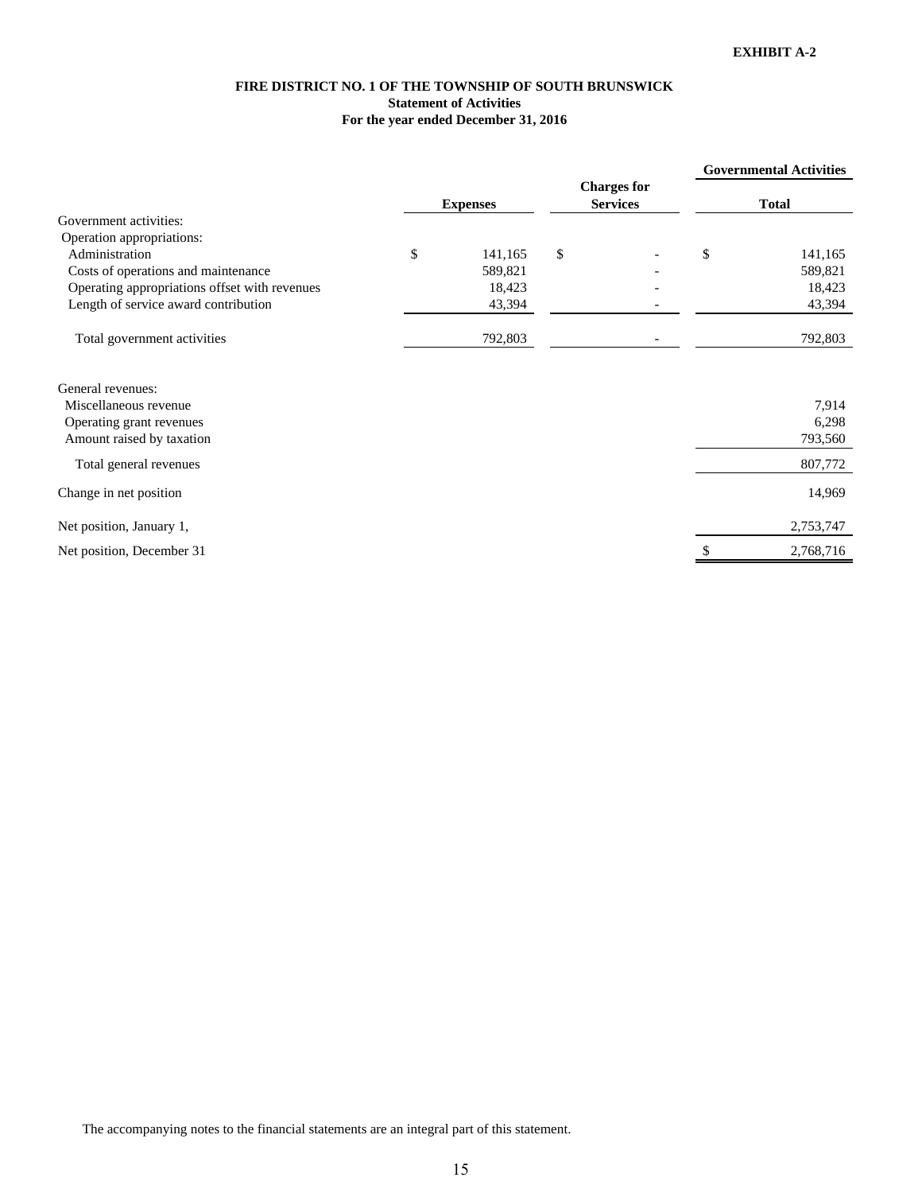**EXHIBIT A-2**

# FIRE DISTRICT NO. 1 OF THE TOWNSHIP OF SOUTH BRUNSWICK

## Statement of Activities

### For the year ended December 31, 2016

| | Expenses | Charges for Services | Governmental Activities Total |
|---|---|---|---|
| Government activities: | | | |
| Operation appropriations: | | | |
| Administration | $ 141,165 | $ - | $ 141,165 |
| Costs of operations and maintenance | 589,821 | - | 589,821 |
| Operating appropriations offset with revenues | 18,423 | - | 18,423 |
| Length of service award contribution | 43,394 | - | 43,394 |
| Total government activities | 792,803 | - | 792,803 |
| | | | |
| General revenues: | | | |
| Miscellaneous revenue | | | 7,914 |
| Operating grant revenues | | | 6,298 |
| Amount raised by taxation | | | 793,560 |
| Total general revenues | | | 807,772 |
| Change in net position | | | 14,969 |
| Net position, January 1, | | | 2,753,747 |
| Net position, December 31 | | | $ 2,768,716 |

The accompanying notes to the financial statements are an integral part of this statement.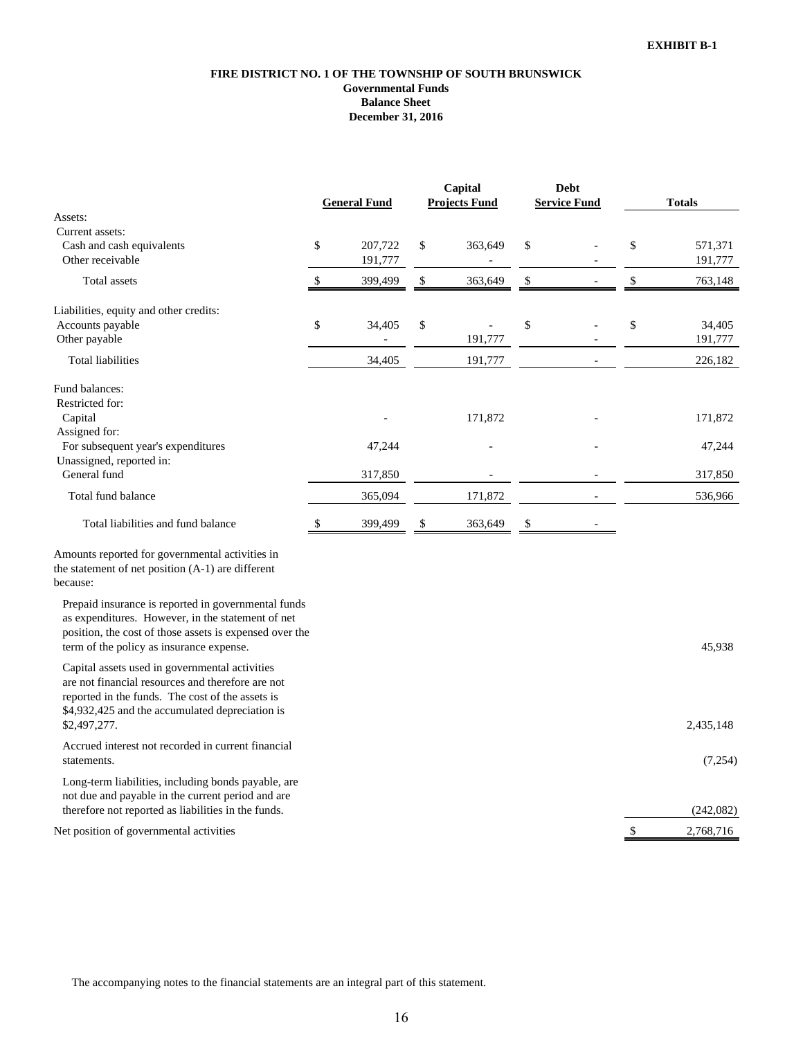**EXHIBIT B-1**

# FIRE DISTRICT NO. 1 OF THE TOWNSHIP OF SOUTH BRUNSWICK
## Governmental Funds
## Balance Sheet
## December 31, 2016

| | General Fund | Capital Projects Fund | Debt Service Fund | Totals |
|---|---|---|---|---|
| Assets: | | | | |
| Current assets: | | | | |
| Cash and cash equivalents | $ 207,722 | $ 363,649 | $ - | $ 571,371 |
| Other receivable | 191,777 | - | - | 191,777 |
| Total assets | $ 399,499 | $ 363,649 | $ - | $ 763,148 |
| Liabilities, equity and other credits: | | | | |
| Accounts payable | $ 34,405 | $ - | $ - | $ 34,405 |
| Other payable | - | 191,777 | - | 191,777 |
| Total liabilities | 34,405 | 191,777 | - | 226,182 |
| Fund balances: | | | | |
| Restricted for: | | | | |
| Capital | - | 171,872 | - | 171,872 |
| Assigned for: | | | | |
| For subsequent year's expenditures | 47,244 | - | - | 47,244 |
| Unassigned, reported in: | | | | |
| General fund | 317,850 | - | - | 317,850 |
| Total fund balance | 365,094 | 171,872 | - | 536,966 |
| Total liabilities and fund balance | $ 399,499 | $ 363,649 | $ - | |
| Amounts reported for governmental activities in the statement of net position (A-1) are different because: | | | | |
| Prepaid insurance is reported in governmental funds as expenditures. However, in the statement of net position, the cost of those assets is expensed over the term of the policy as insurance expense. | | | | 45,938 |
| Capital assets used in governmental activities are not financial resources and therefore are not reported in the funds. The cost of the assets is $4,932,425 and the accumulated depreciation is $2,497,277. | | | | 2,435,148 |
| Accrued interest not recorded in current financial statements. | | | | (7,254) |
| Long-term liabilities, including bonds payable, are not due and payable in the current period and are therefore not reported as liabilities in the funds. | | | | (242,082) |
| Net position of governmental activities | | | | $ 2,768,716 |

The accompanying notes to the financial statements are an integral part of this statement.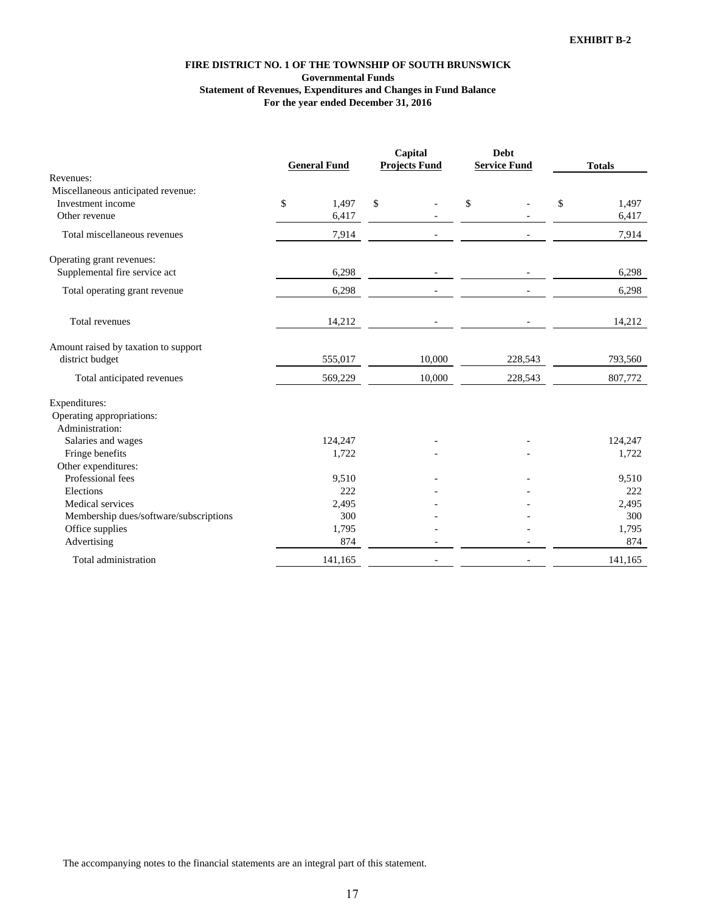**EXHIBIT B-2**

**FIRE DISTRICT NO. 1 OF THE TOWNSHIP OF SOUTH BRUNSWICK**
**Governmental Funds**
**Statement of Revenues, Expenditures and Changes in Fund Balance**
**For the year ended December 31, 2016**

| | General Fund | Capital Projects Fund | Debt Service Fund | Totals |
|---|---|---|---|---|
| Revenues: | | | | |
| Miscellaneous anticipated revenue: | | | | |
| Investment income | $ 1,497 | $ - | $ - | $ 1,497 |
| Other revenue | 6,417 | - | - | 6,417 |
| Total miscellaneous revenues | 7,914 | - | - | 7,914 |
| Operating grant revenues: | | | | |
| Supplemental fire service act | 6,298 | - | - | 6,298 |
| Total operating grant revenue | 6,298 | - | - | 6,298 |
| Total revenues | 14,212 | - | - | 14,212 |
| Amount raised by taxation to support district budget | 555,017 | 10,000 | 228,543 | 793,560 |
| Total anticipated revenues | 569,229 | 10,000 | 228,543 | 807,772 |
| Expenditures: | | | | |
| Operating appropriations: | | | | |
| Administration: | | | | |
| Salaries and wages | 124,247 | - | - | 124,247 |
| Fringe benefits | 1,722 | - | - | 1,722 |
| Other expenditures: | | | | |
| Professional fees | 9,510 | - | - | 9,510 |
| Elections | 222 | - | - | 222 |
| Medical services | 2,495 | - | - | 2,495 |
| Membership dues/software/subscriptions | 300 | - | - | 300 |
| Office supplies | 1,795 | - | - | 1,795 |
| Advertising | 874 | - | - | 874 |
| Total administration | 141,165 | - | - | 141,165 |

The accompanying notes to the financial statements are an integral part of this statement.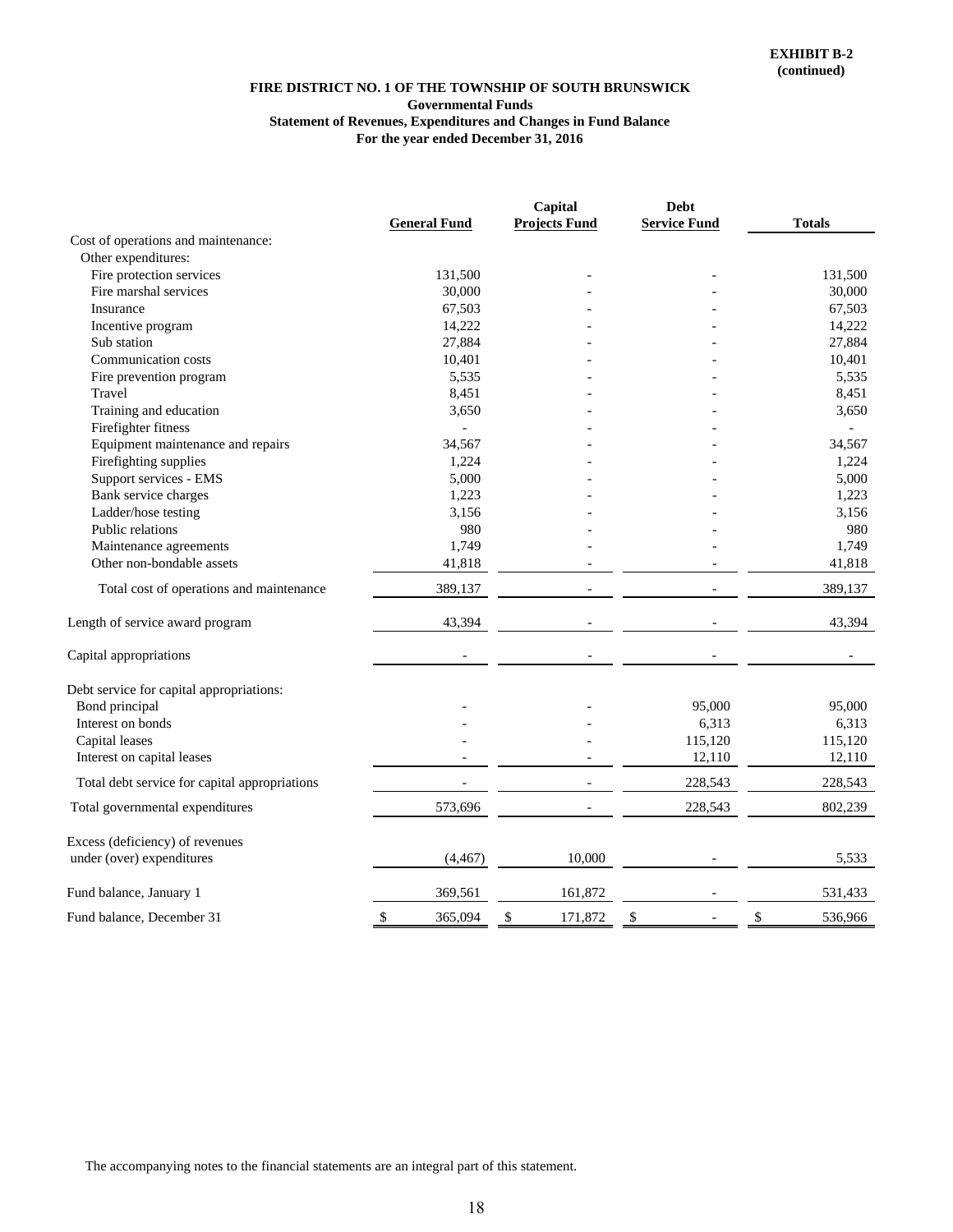**EXHIBIT B-2**
**(continued)**

**FIRE DISTRICT NO. 1 OF THE TOWNSHIP OF SOUTH BRUNSWICK**
**Governmental Funds**
**Statement of Revenues, Expenditures and Changes in Fund Balance**
**For the year ended December 31, 2016**

| | General Fund | Capital Projects Fund | Debt Service Fund | Totals |
|---|---|---|---|---|
| Cost of operations and maintenance: | | | | |
| Other expenditures: | | | | |
| Fire protection services | 131,500 | - | - | 131,500 |
| Fire marshal services | 30,000 | - | - | 30,000 |
| Insurance | 67,503 | - | - | 67,503 |
| Incentive program | 14,222 | - | - | 14,222 |
| Sub station | 27,884 | - | - | 27,884 |
| Communication costs | 10,401 | - | - | 10,401 |
| Fire prevention program | 5,535 | - | - | 5,535 |
| Travel | 8,451 | - | - | 8,451 |
| Training and education | 3,650 | - | - | 3,650 |
| Firefighter fitness | - | - | - | - |
| Equipment maintenance and repairs | 34,567 | - | - | 34,567 |
| Firefighting supplies | 1,224 | - | - | 1,224 |
| Support services - EMS | 5,000 | - | - | 5,000 |
| Bank service charges | 1,223 | - | - | 1,223 |
| Ladder/hose testing | 3,156 | - | - | 3,156 |
| Public relations | 980 | - | - | 980 |
| Maintenance agreements | 1,749 | - | - | 1,749 |
| Other non-bondable assets | 41,818 | - | - | 41,818 |
| Total cost of operations and maintenance | 389,137 | - | - | 389,137 |
| Length of service award program | 43,394 | - | - | 43,394 |
| Capital appropriations | - | - | - | - |
| Debt service for capital appropriations: | | | | |
| Bond principal | - | - | 95,000 | 95,000 |
| Interest on bonds | - | - | 6,313 | 6,313 |
| Capital leases | - | - | 115,120 | 115,120 |
| Interest on capital leases | - | - | 12,110 | 12,110 |
| Total debt service for capital appropriations | - | - | 228,543 | 228,543 |
| Total governmental expenditures | 573,696 | - | 228,543 | 802,239 |
| Excess (deficiency) of revenues under (over) expenditures | (4,467) | 10,000 | - | 5,533 |
| Fund balance, January 1 | 369,561 | 161,872 | - | 531,433 |
| Fund balance, December 31 | $ 365,094 | $ 171,872 | $ - | $ 536,966 |

The accompanying notes to the financial statements are an integral part of this statement.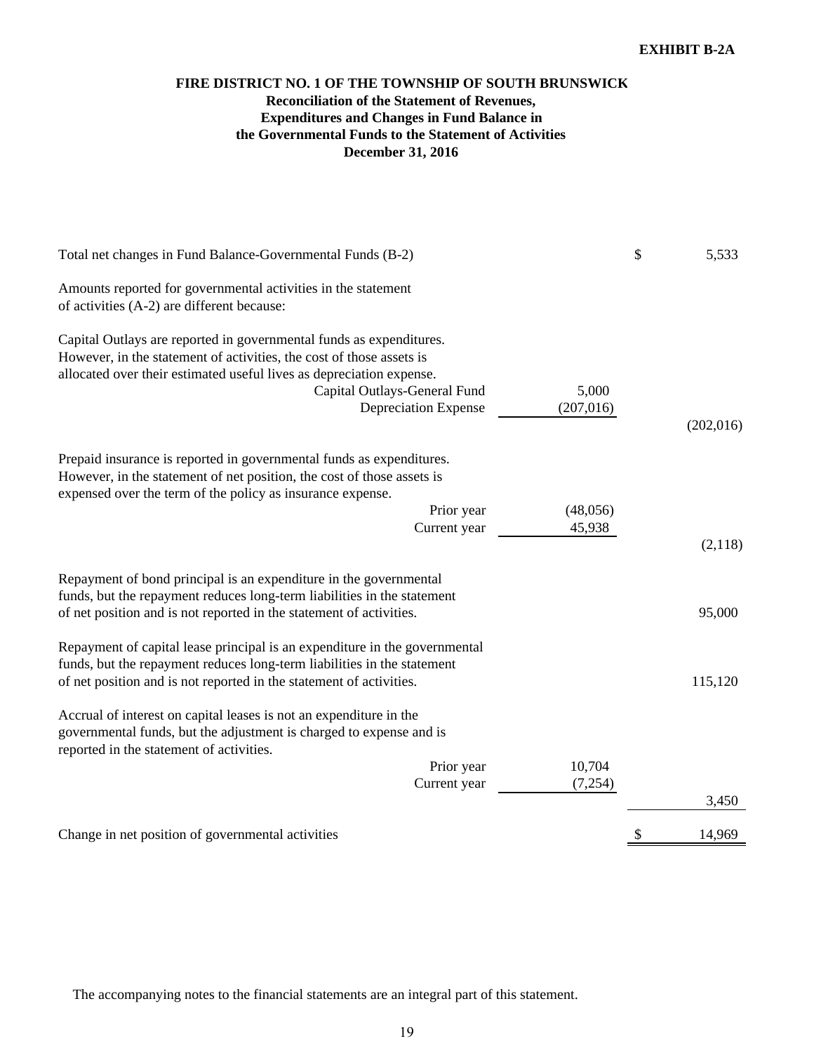EXHIBIT B-2A

**FIRE DISTRICT NO. 1 OF THE TOWNSHIP OF SOUTH BRUNSWICK**
**Reconciliation of the Statement of Revenues, Expenditures and Changes in Fund Balance in the Governmental Funds to the Statement of Activities**
**December 31, 2016**

| | | |
|---|---|---|
| Total net changes in Fund Balance-Governmental Funds (B-2) | | $ 5,533 |
| Amounts reported for governmental activities in the statement of activities (A-2) are different because: | | |
| Capital Outlays are reported in governmental funds as expenditures. However, in the statement of activities, the cost of those assets is allocated over their estimated useful lives as depreciation expense. | | |
| Capital Outlays-General Fund | 5,000 | |
| Depreciation Expense | (207,016) | |
| | | (202,016) |
| Prepaid insurance is reported in governmental funds as expenditures. However, in the statement of net position, the cost of those assets is expensed over the term of the policy as insurance expense. | | |
| Prior year | (48,056) | |
| Current year | 45,938 | |
| | | (2,118) |
| Repayment of bond principal is an expenditure in the governmental funds, but the repayment reduces long-term liabilities in the statement of net position and is not reported in the statement of activities. | | 95,000 |
| Repayment of capital lease principal is an expenditure in the governmental funds, but the repayment reduces long-term liabilities in the statement of net position and is not reported in the statement of activities. | | 115,120 |
| Accrual of interest on capital leases is not an expenditure in the governmental funds, but the adjustment is charged to expense and is reported in the statement of activities. | | |
| Prior year | 10,704 | |
| Current year | (7,254) | |
| | | 3,450 |
| Change in net position of governmental activities | | $ 14,969 |

The accompanying notes to the financial statements are an integral part of this statement.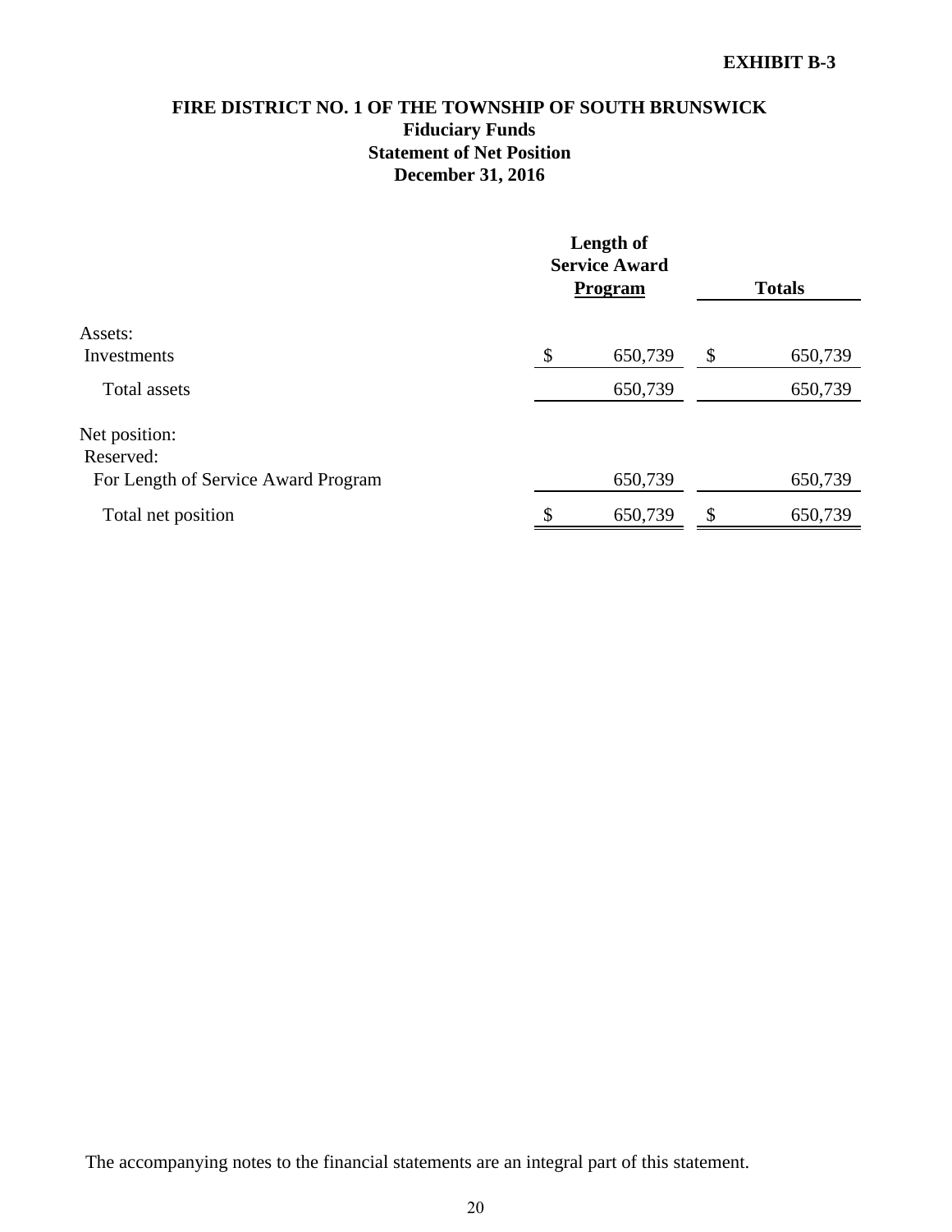EXHIBIT B-3

# FIRE DISTRICT NO. 1 OF THE TOWNSHIP OF SOUTH BRUNSWICK
## Fiduciary Funds
## Statement of Net Position
## December 31, 2016

| | Length of Service Award Program | Totals |
|---|---|---|
| Assets: | | |
| Investments | $ 650,739 | $ 650,739 |
| Total assets | 650,739 | 650,739 |
| Net position: | | |
| Reserved: | | |
| For Length of Service Award Program | 650,739 | 650,739 |
| Total net position | $ 650,739 | $ 650,739 |

The accompanying notes to the financial statements are an integral part of this statement.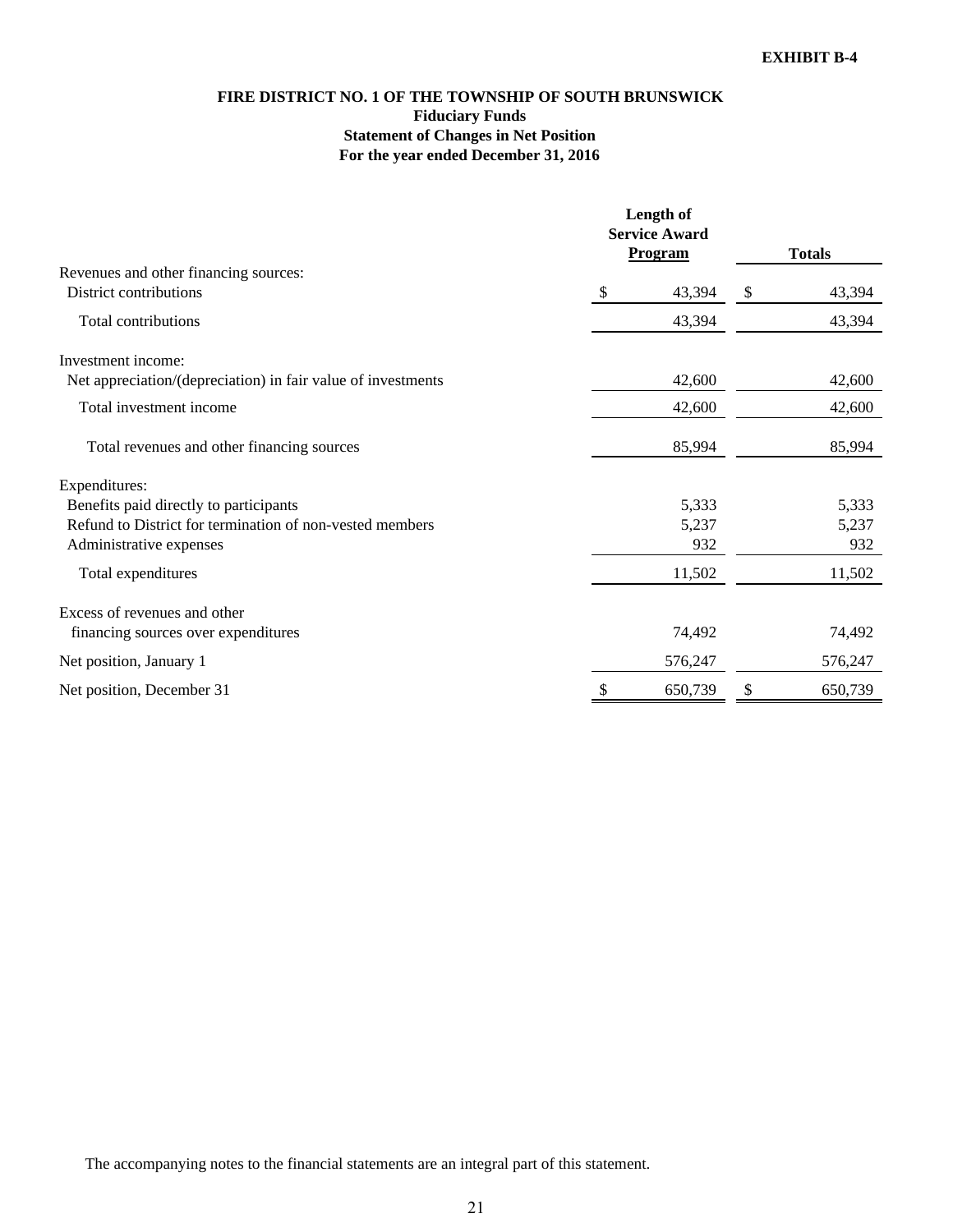**EXHIBIT B-4**

# FIRE DISTRICT NO. 1 OF THE TOWNSHIP OF SOUTH BRUNSWICK

## Fiduciary Funds

## Statement of Changes in Net Position

## For the year ended December 31, 2016

| | Length of Service Award Program | Totals |
|---|---|---|
| Revenues and other financing sources: | | |
| District contributions | $ 43,394 | $ 43,394 |
| Total contributions | 43,394 | 43,394 |
| Investment income: | | |
| Net appreciation/(depreciation) in fair value of investments | 42,600 | 42,600 |
| Total investment income | 42,600 | 42,600 |
| Total revenues and other financing sources | 85,994 | 85,994 |
| Expenditures: | | |
| Benefits paid directly to participants | 5,333 | 5,333 |
| Refund to District for termination of non-vested members | 5,237 | 5,237 |
| Administrative expenses | 932 | 932 |
| Total expenditures | 11,502 | 11,502 |
| Excess of revenues and other financing sources over expenditures | 74,492 | 74,492 |
| Net position, January 1 | 576,247 | 576,247 |
| Net position, December 31 | $ 650,739 | $ 650,739 |

The accompanying notes to the financial statements are an integral part of this statement.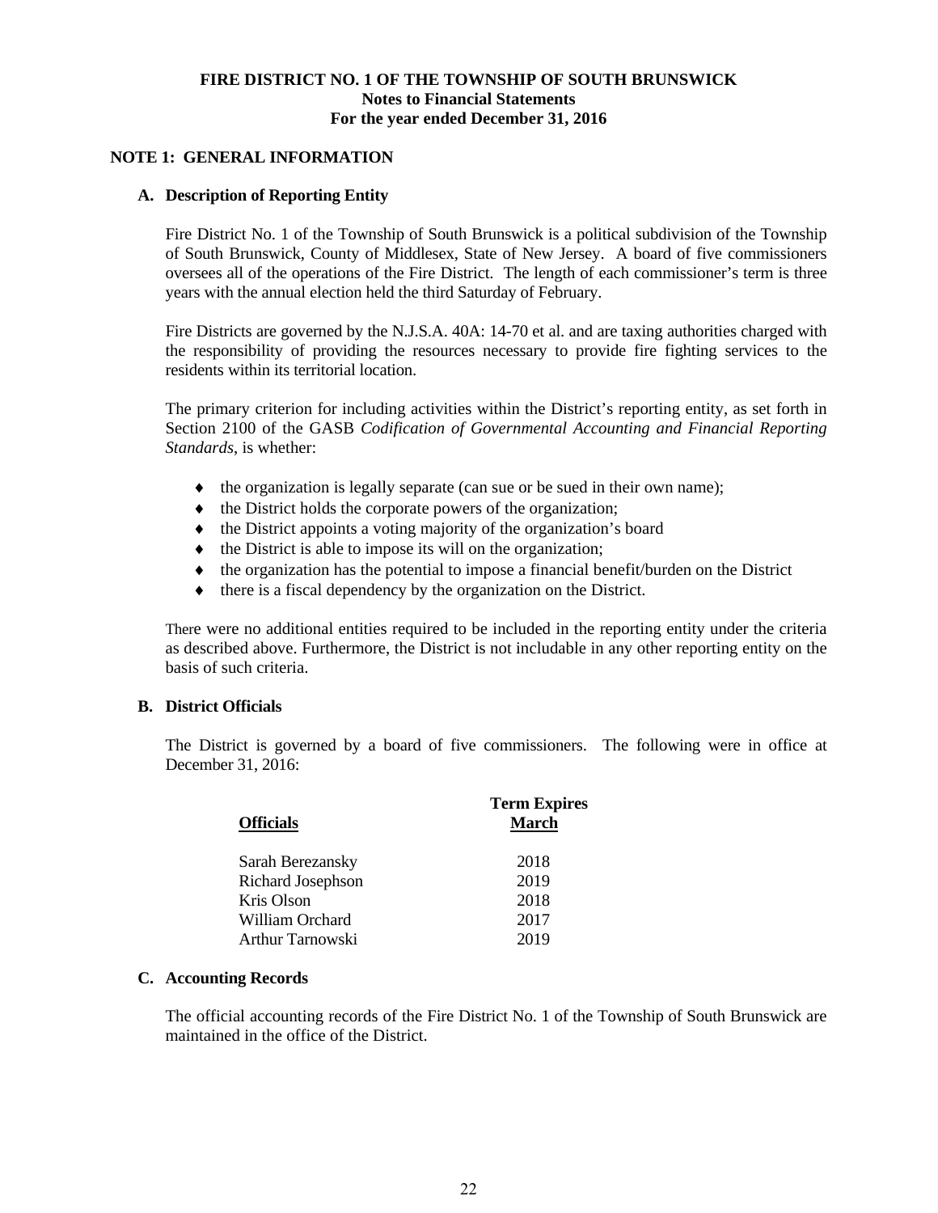# FIRE DISTRICT NO. 1 OF THE TOWNSHIP OF SOUTH BRUNSWICK
## Notes to Financial Statements
## For the year ended December 31, 2016

### NOTE 1: GENERAL INFORMATION

#### A. Description of Reporting Entity

Fire District No. 1 of the Township of South Brunswick is a political subdivision of the Township of South Brunswick, County of Middlesex, State of New Jersey. A board of five commissioners oversees all of the operations of the Fire District. The length of each commissioner's term is three years with the annual election held the third Saturday of February.

Fire Districts are governed by the N.J.S.A. 40A: 14-70 et al. and are taxing authorities charged with the responsibility of providing the resources necessary to provide fire fighting services to the residents within its territorial location.

The primary criterion for including activities within the District's reporting entity, as set forth in Section 2100 of the GASB *Codification of Governmental Accounting and Financial Reporting Standards*, is whether:

- the organization is legally separate (can sue or be sued in their own name);
- the District holds the corporate powers of the organization;
- the District appoints a voting majority of the organization's board
- the District is able to impose its will on the organization;
- the organization has the potential to impose a financial benefit/burden on the District
- there is a fiscal dependency by the organization on the District.

There were no additional entities required to be included in the reporting entity under the criteria as described above. Furthermore, the District is not includable in any other reporting entity on the basis of such criteria.

#### B. District Officials

The District is governed by a board of five commissioners. The following were in office at December 31, 2016:

| Officials | Term Expires March |
|---|---|
| Sarah Berezansky | 2018 |
| Richard Josephson | 2019 |
| Kris Olson | 2018 |
| William Orchard | 2017 |
| Arthur Tarnowski | 2019 |

#### C. Accounting Records

The official accounting records of the Fire District No. 1 of the Township of South Brunswick are maintained in the office of the District.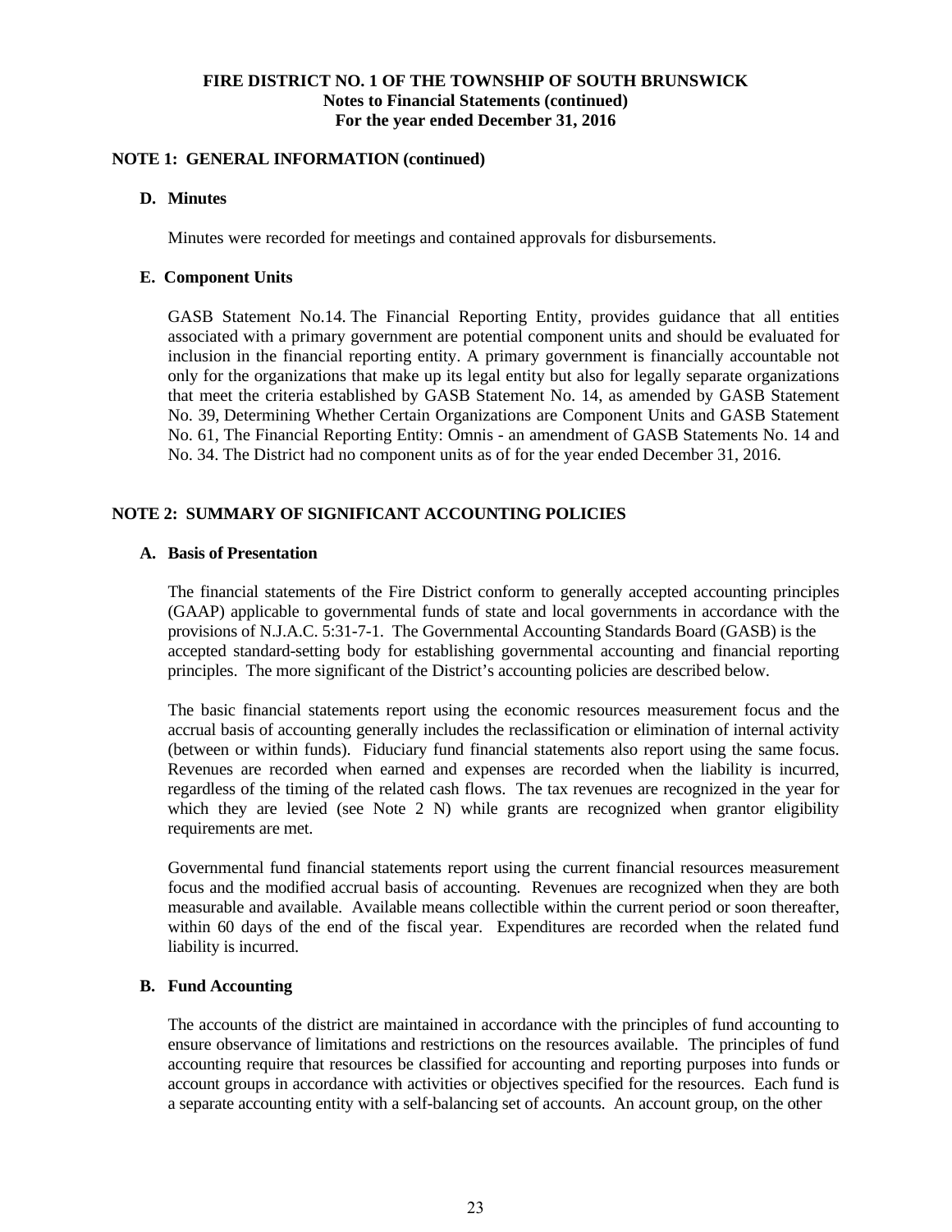## NOTE 1: GENERAL INFORMATION (continued)

### D. Minutes

Minutes were recorded for meetings and contained approvals for disbursements.

### E. Component Units

GASB Statement No.14. The Financial Reporting Entity, provides guidance that all entities associated with a primary government are potential component units and should be evaluated for inclusion in the financial reporting entity. A primary government is financially accountable not only for the organizations that make up its legal entity but also for legally separate organizations that meet the criteria established by GASB Statement No. 14, as amended by GASB Statement No. 39, Determining Whether Certain Organizations are Component Units and GASB Statement No. 61, The Financial Reporting Entity: Omnis - an amendment of GASB Statements No. 14 and No. 34. The District had no component units as of for the year ended December 31, 2016.

## NOTE 2: SUMMARY OF SIGNIFICANT ACCOUNTING POLICIES

### A. Basis of Presentation

The financial statements of the Fire District conform to generally accepted accounting principles (GAAP) applicable to governmental funds of state and local governments in accordance with the provisions of N.J.A.C. 5:31-7-1. The Governmental Accounting Standards Board (GASB) is the accepted standard-setting body for establishing governmental accounting and financial reporting principles. The more significant of the District's accounting policies are described below.

The basic financial statements report using the economic resources measurement focus and the accrual basis of accounting generally includes the reclassification or elimination of internal activity (between or within funds). Fiduciary fund financial statements also report using the same focus. Revenues are recorded when earned and expenses are recorded when the liability is incurred, regardless of the timing of the related cash flows. The tax revenues are recognized in the year for which they are levied (see Note 2 N) while grants are recognized when grantor eligibility requirements are met.

Governmental fund financial statements report using the current financial resources measurement focus and the modified accrual basis of accounting. Revenues are recognized when they are both measurable and available. Available means collectible within the current period or soon thereafter, within 60 days of the end of the fiscal year. Expenditures are recorded when the related fund liability is incurred.

### B. Fund Accounting

The accounts of the district are maintained in accordance with the principles of fund accounting to ensure observance of limitations and restrictions on the resources available. The principles of fund accounting require that resources be classified for accounting and reporting purposes into funds or account groups in accordance with activities or objectives specified for the resources. Each fund is a separate accounting entity with a self-balancing set of accounts. An account group, on the other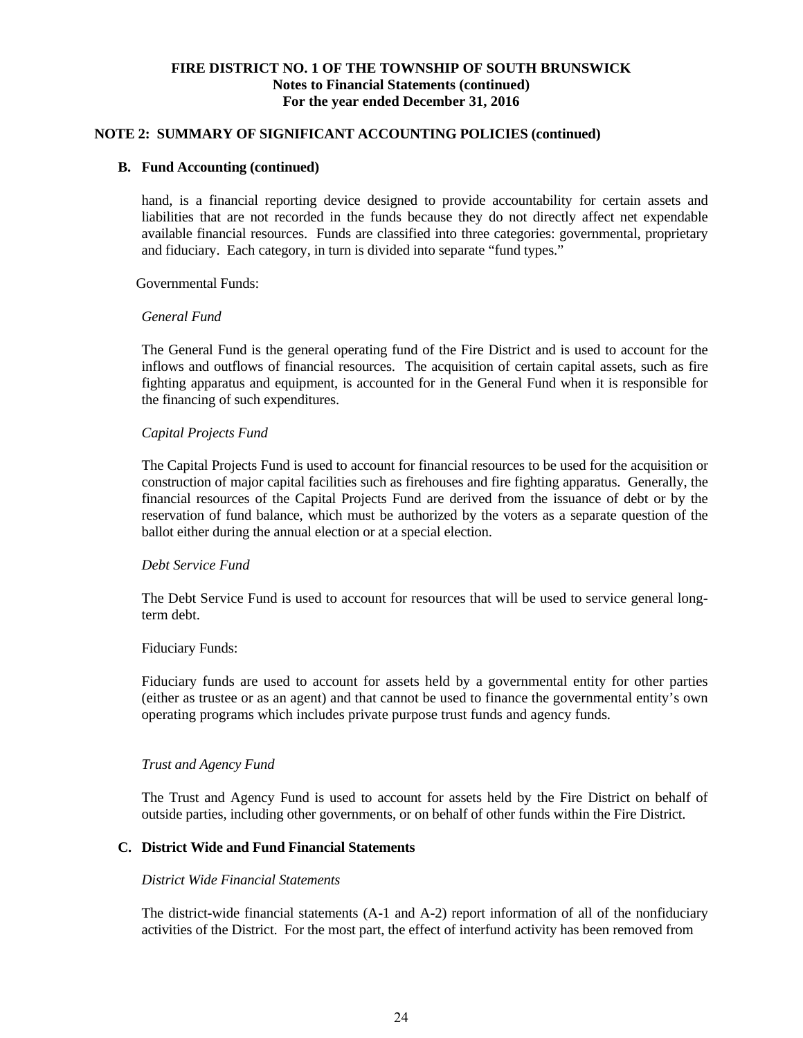## NOTE 2: SUMMARY OF SIGNIFICANT ACCOUNTING POLICIES (continued)

### B. Fund Accounting (continued)

hand, is a financial reporting device designed to provide accountability for certain assets and liabilities that are not recorded in the funds because they do not directly affect net expendable available financial resources. Funds are classified into three categories: governmental, proprietary and fiduciary. Each category, in turn is divided into separate "fund types."

Governmental Funds:

*General Fund*

The General Fund is the general operating fund of the Fire District and is used to account for the inflows and outflows of financial resources. The acquisition of certain capital assets, such as fire fighting apparatus and equipment, is accounted for in the General Fund when it is responsible for the financing of such expenditures.

*Capital Projects Fund*

The Capital Projects Fund is used to account for financial resources to be used for the acquisition or construction of major capital facilities such as firehouses and fire fighting apparatus. Generally, the financial resources of the Capital Projects Fund are derived from the issuance of debt or by the reservation of fund balance, which must be authorized by the voters as a separate question of the ballot either during the annual election or at a special election.

*Debt Service Fund*

The Debt Service Fund is used to account for resources that will be used to service general long-term debt.

Fiduciary Funds:

Fiduciary funds are used to account for assets held by a governmental entity for other parties (either as trustee or as an agent) and that cannot be used to finance the governmental entity's own operating programs which includes private purpose trust funds and agency funds.

*Trust and Agency Fund*

The Trust and Agency Fund is used to account for assets held by the Fire District on behalf of outside parties, including other governments, or on behalf of other funds within the Fire District.

### C. District Wide and Fund Financial Statements

*District Wide Financial Statements*

The district-wide financial statements (A-1 and A-2) report information of all of the nonfiduciary activities of the District. For the most part, the effect of interfund activity has been removed from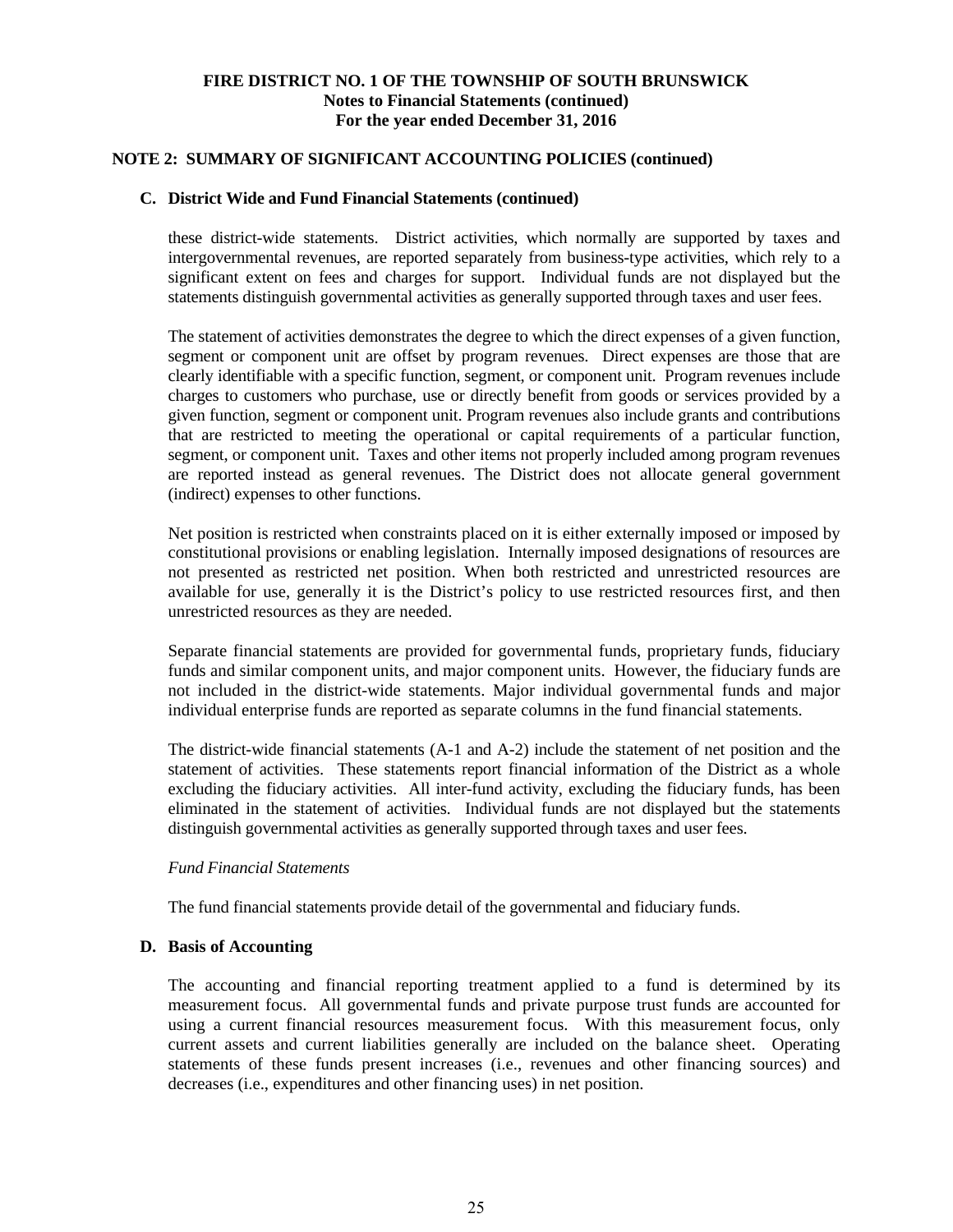## NOTE 2: SUMMARY OF SIGNIFICANT ACCOUNTING POLICIES (continued)

### C. District Wide and Fund Financial Statements (continued)

these district-wide statements. District activities, which normally are supported by taxes and intergovernmental revenues, are reported separately from business-type activities, which rely to a significant extent on fees and charges for support. Individual funds are not displayed but the statements distinguish governmental activities as generally supported through taxes and user fees.

The statement of activities demonstrates the degree to which the direct expenses of a given function, segment or component unit are offset by program revenues. Direct expenses are those that are clearly identifiable with a specific function, segment, or component unit. Program revenues include charges to customers who purchase, use or directly benefit from goods or services provided by a given function, segment or component unit. Program revenues also include grants and contributions that are restricted to meeting the operational or capital requirements of a particular function, segment, or component unit. Taxes and other items not properly included among program revenues are reported instead as general revenues. The District does not allocate general government (indirect) expenses to other functions.

Net position is restricted when constraints placed on it is either externally imposed or imposed by constitutional provisions or enabling legislation. Internally imposed designations of resources are not presented as restricted net position. When both restricted and unrestricted resources are available for use, generally it is the District's policy to use restricted resources first, and then unrestricted resources as they are needed.

Separate financial statements are provided for governmental funds, proprietary funds, fiduciary funds and similar component units, and major component units. However, the fiduciary funds are not included in the district-wide statements. Major individual governmental funds and major individual enterprise funds are reported as separate columns in the fund financial statements.

The district-wide financial statements (A-1 and A-2) include the statement of net position and the statement of activities. These statements report financial information of the District as a whole excluding the fiduciary activities. All inter-fund activity, excluding the fiduciary funds, has been eliminated in the statement of activities. Individual funds are not displayed but the statements distinguish governmental activities as generally supported through taxes and user fees.

*Fund Financial Statements*

The fund financial statements provide detail of the governmental and fiduciary funds.

### D. Basis of Accounting

The accounting and financial reporting treatment applied to a fund is determined by its measurement focus. All governmental funds and private purpose trust funds are accounted for using a current financial resources measurement focus. With this measurement focus, only current assets and current liabilities generally are included on the balance sheet. Operating statements of these funds present increases (i.e., revenues and other financing sources) and decreases (i.e., expenditures and other financing uses) in net position.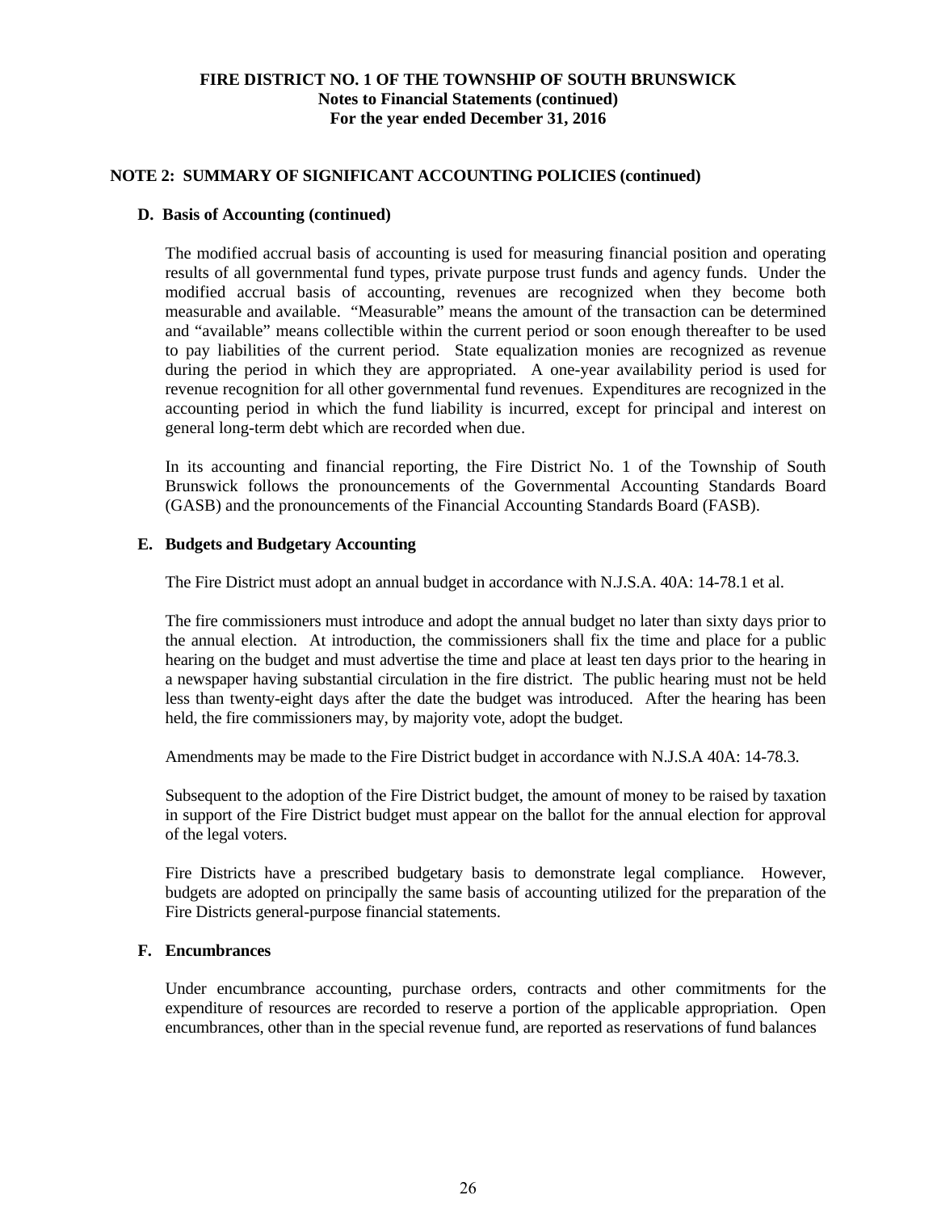### NOTE 2: SUMMARY OF SIGNIFICANT ACCOUNTING POLICIES (continued)

#### D. Basis of Accounting (continued)

The modified accrual basis of accounting is used for measuring financial position and operating results of all governmental fund types, private purpose trust funds and agency funds. Under the modified accrual basis of accounting, revenues are recognized when they become both measurable and available. "Measurable" means the amount of the transaction can be determined and "available" means collectible within the current period or soon enough thereafter to be used to pay liabilities of the current period. State equalization monies are recognized as revenue during the period in which they are appropriated. A one-year availability period is used for revenue recognition for all other governmental fund revenues. Expenditures are recognized in the accounting period in which the fund liability is incurred, except for principal and interest on general long-term debt which are recorded when due.

In its accounting and financial reporting, the Fire District No. 1 of the Township of South Brunswick follows the pronouncements of the Governmental Accounting Standards Board (GASB) and the pronouncements of the Financial Accounting Standards Board (FASB).

#### E. Budgets and Budgetary Accounting

The Fire District must adopt an annual budget in accordance with N.J.S.A. 40A: 14-78.1 et al.

The fire commissioners must introduce and adopt the annual budget no later than sixty days prior to the annual election. At introduction, the commissioners shall fix the time and place for a public hearing on the budget and must advertise the time and place at least ten days prior to the hearing in a newspaper having substantial circulation in the fire district. The public hearing must not be held less than twenty-eight days after the date the budget was introduced. After the hearing has been held, the fire commissioners may, by majority vote, adopt the budget.

Amendments may be made to the Fire District budget in accordance with N.J.S.A 40A: 14-78.3.

Subsequent to the adoption of the Fire District budget, the amount of money to be raised by taxation in support of the Fire District budget must appear on the ballot for the annual election for approval of the legal voters.

Fire Districts have a prescribed budgetary basis to demonstrate legal compliance. However, budgets are adopted on principally the same basis of accounting utilized for the preparation of the Fire Districts general-purpose financial statements.

#### F. Encumbrances

Under encumbrance accounting, purchase orders, contracts and other commitments for the expenditure of resources are recorded to reserve a portion of the applicable appropriation. Open encumbrances, other than in the special revenue fund, are reported as reservations of fund balances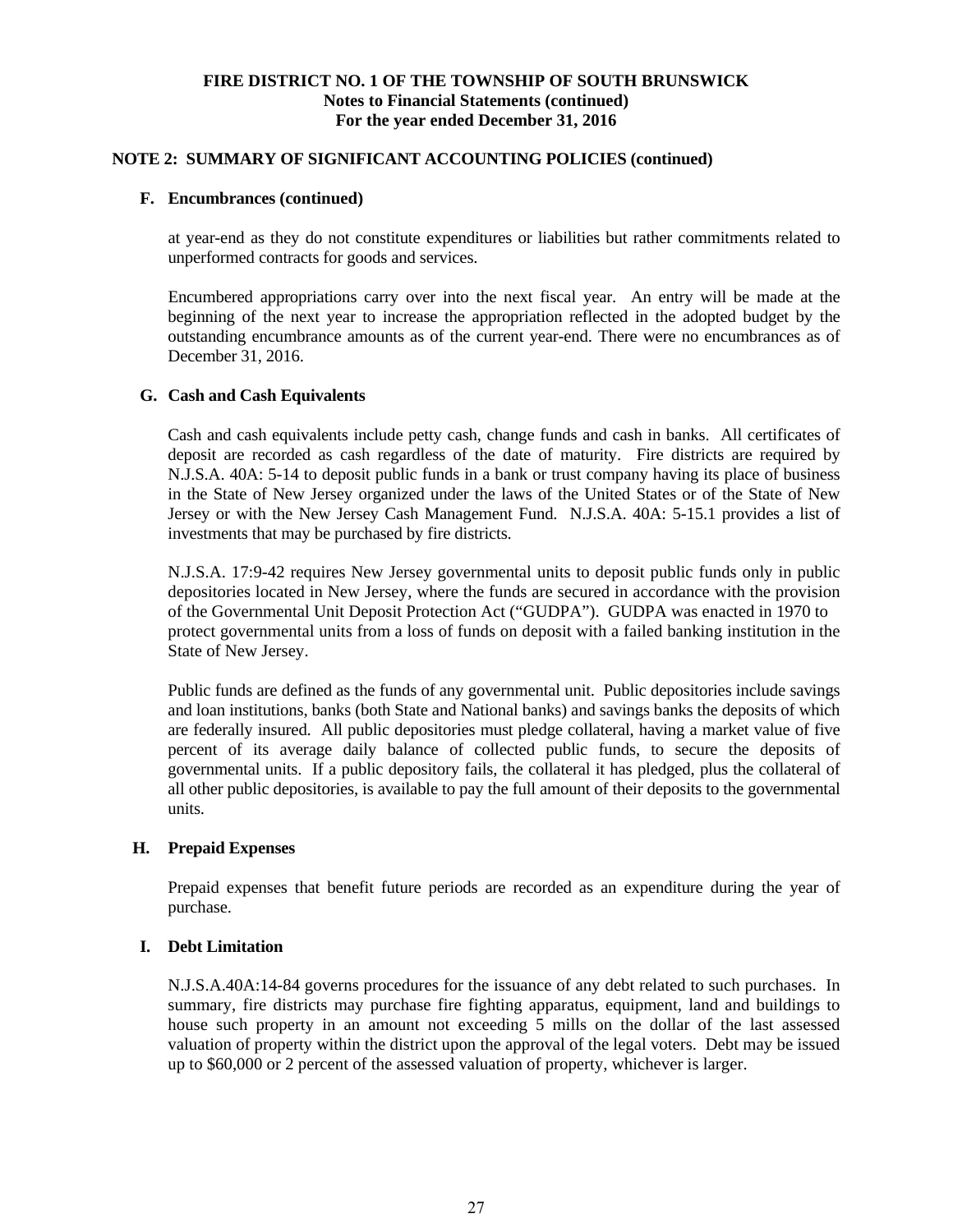**FIRE DISTRICT NO. 1 OF THE TOWNSHIP OF SOUTH BRUNSWICK**
**Notes to Financial Statements (continued)**
**For the year ended December 31, 2016**

## NOTE 2: SUMMARY OF SIGNIFICANT ACCOUNTING POLICIES (continued)

### F. Encumbrances (continued)

at year-end as they do not constitute expenditures or liabilities but rather commitments related to unperformed contracts for goods and services.

Encumbered appropriations carry over into the next fiscal year. An entry will be made at the beginning of the next year to increase the appropriation reflected in the adopted budget by the outstanding encumbrance amounts as of the current year-end. There were no encumbrances as of December 31, 2016.

### G. Cash and Cash Equivalents

Cash and cash equivalents include petty cash, change funds and cash in banks. All certificates of deposit are recorded as cash regardless of the date of maturity. Fire districts are required by N.J.S.A. 40A: 5-14 to deposit public funds in a bank or trust company having its place of business in the State of New Jersey organized under the laws of the United States or of the State of New Jersey or with the New Jersey Cash Management Fund. N.J.S.A. 40A: 5-15.1 provides a list of investments that may be purchased by fire districts.

N.J.S.A. 17:9-42 requires New Jersey governmental units to deposit public funds only in public depositories located in New Jersey, where the funds are secured in accordance with the provision of the Governmental Unit Deposit Protection Act ("GUDPA"). GUDPA was enacted in 1970 to protect governmental units from a loss of funds on deposit with a failed banking institution in the State of New Jersey.

Public funds are defined as the funds of any governmental unit. Public depositories include savings and loan institutions, banks (both State and National banks) and savings banks the deposits of which are federally insured. All public depositories must pledge collateral, having a market value of five percent of its average daily balance of collected public funds, to secure the deposits of governmental units. If a public depository fails, the collateral it has pledged, plus the collateral of all other public depositories, is available to pay the full amount of their deposits to the governmental units.

### H. Prepaid Expenses

Prepaid expenses that benefit future periods are recorded as an expenditure during the year of purchase.

### I. Debt Limitation

N.J.S.A.40A:14-84 governs procedures for the issuance of any debt related to such purchases. In summary, fire districts may purchase fire fighting apparatus, equipment, land and buildings to house such property in an amount not exceeding 5 mills on the dollar of the last assessed valuation of property within the district upon the approval of the legal voters. Debt may be issued up to $60,000 or 2 percent of the assessed valuation of property, whichever is larger.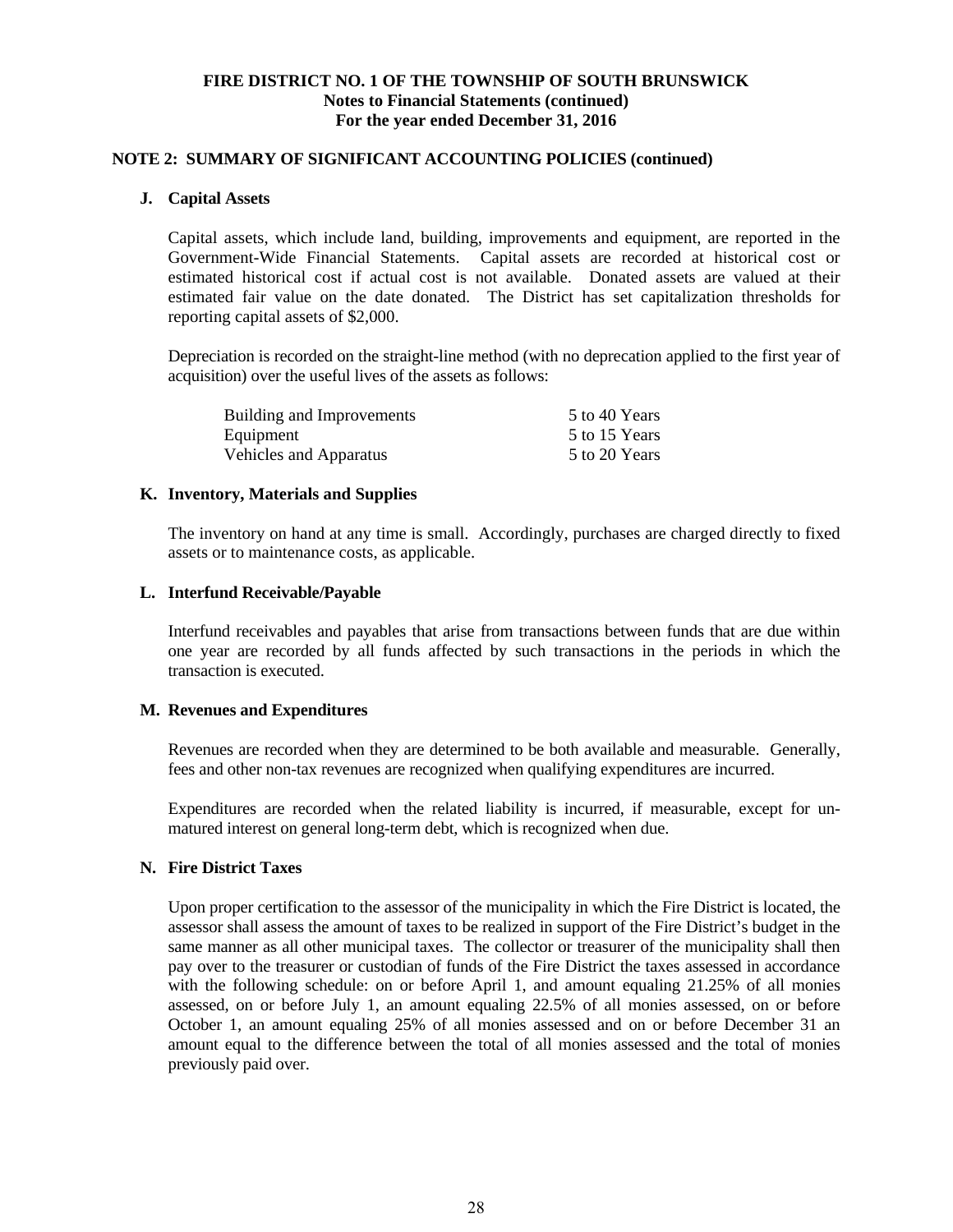**FIRE DISTRICT NO. 1 OF THE TOWNSHIP OF SOUTH BRUNSWICK**
**Notes to Financial Statements (continued)**
**For the year ended December 31, 2016**

## NOTE 2: SUMMARY OF SIGNIFICANT ACCOUNTING POLICIES (continued)

### J. Capital Assets

Capital assets, which include land, building, improvements and equipment, are reported in the Government-Wide Financial Statements. Capital assets are recorded at historical cost or estimated historical cost if actual cost is not available. Donated assets are valued at their estimated fair value on the date donated. The District has set capitalization thresholds for reporting capital assets of $2,000.

Depreciation is recorded on the straight-line method (with no deprecation applied to the first year of acquisition) over the useful lives of the assets as follows:

| | |
|---|---|
| Building and Improvements | 5 to 40 Years |
| Equipment | 5 to 15 Years |
| Vehicles and Apparatus | 5 to 20 Years |

### K. Inventory, Materials and Supplies

The inventory on hand at any time is small. Accordingly, purchases are charged directly to fixed assets or to maintenance costs, as applicable.

### L. Interfund Receivable/Payable

Interfund receivables and payables that arise from transactions between funds that are due within one year are recorded by all funds affected by such transactions in the periods in which the transaction is executed.

### M. Revenues and Expenditures

Revenues are recorded when they are determined to be both available and measurable. Generally, fees and other non-tax revenues are recognized when qualifying expenditures are incurred.

Expenditures are recorded when the related liability is incurred, if measurable, except for un-matured interest on general long-term debt, which is recognized when due.

### N. Fire District Taxes

Upon proper certification to the assessor of the municipality in which the Fire District is located, the assessor shall assess the amount of taxes to be realized in support of the Fire District's budget in the same manner as all other municipal taxes. The collector or treasurer of the municipality shall then pay over to the treasurer or custodian of funds of the Fire District the taxes assessed in accordance with the following schedule: on or before April 1, and amount equaling 21.25% of all monies assessed, on or before July 1, an amount equaling 22.5% of all monies assessed, on or before October 1, an amount equaling 25% of all monies assessed and on or before December 31 an amount equal to the difference between the total of all monies assessed and the total of monies previously paid over.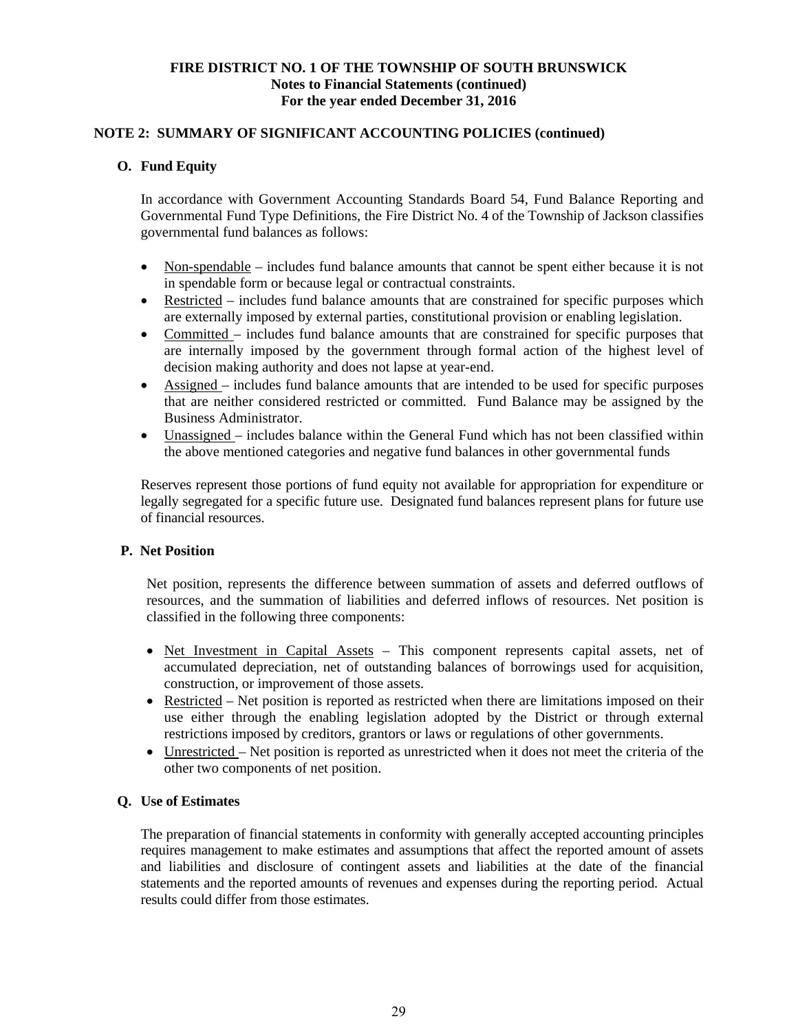**FIRE DISTRICT NO. 1 OF THE TOWNSHIP OF SOUTH BRUNSWICK**
**Notes to Financial Statements (continued)**
**For the year ended December 31, 2016**

## NOTE 2: SUMMARY OF SIGNIFICANT ACCOUNTING POLICIES (continued)

### O. Fund Equity

In accordance with Government Accounting Standards Board 54, Fund Balance Reporting and Governmental Fund Type Definitions, the Fire District No. 4 of the Township of Jackson classifies governmental fund balances as follows:

- Non-spendable – includes fund balance amounts that cannot be spent either because it is not in spendable form or because legal or contractual constraints.
- Restricted – includes fund balance amounts that are constrained for specific purposes which are externally imposed by external parties, constitutional provision or enabling legislation.
- Committed – includes fund balance amounts that are constrained for specific purposes that are internally imposed by the government through formal action of the highest level of decision making authority and does not lapse at year-end.
- Assigned – includes fund balance amounts that are intended to be used for specific purposes that are neither considered restricted or committed. Fund Balance may be assigned by the Business Administrator.
- Unassigned – includes balance within the General Fund which has not been classified within the above mentioned categories and negative fund balances in other governmental funds

Reserves represent those portions of fund equity not available for appropriation for expenditure or legally segregated for a specific future use. Designated fund balances represent plans for future use of financial resources.

### P. Net Position

Net position, represents the difference between summation of assets and deferred outflows of resources, and the summation of liabilities and deferred inflows of resources. Net position is classified in the following three components:

- Net Investment in Capital Assets – This component represents capital assets, net of accumulated depreciation, net of outstanding balances of borrowings used for acquisition, construction, or improvement of those assets.
- Restricted – Net position is reported as restricted when there are limitations imposed on their use either through the enabling legislation adopted by the District or through external restrictions imposed by creditors, grantors or laws or regulations of other governments.
- Unrestricted – Net position is reported as unrestricted when it does not meet the criteria of the other two components of net position.

### Q. Use of Estimates

The preparation of financial statements in conformity with generally accepted accounting principles requires management to make estimates and assumptions that affect the reported amount of assets and liabilities and disclosure of contingent assets and liabilities at the date of the financial statements and the reported amounts of revenues and expenses during the reporting period. Actual results could differ from those estimates.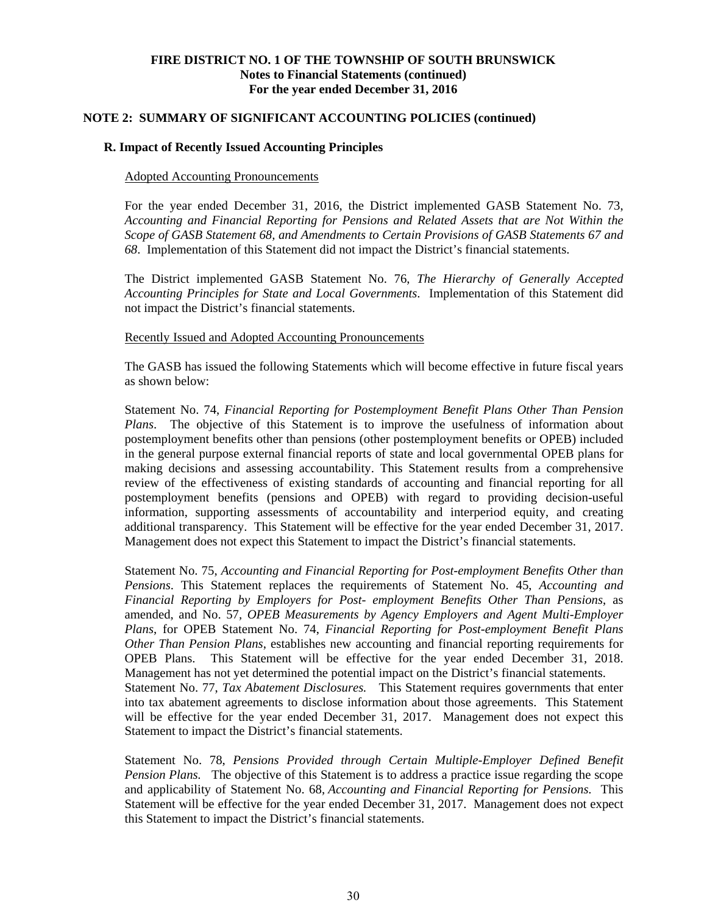**FIRE DISTRICT NO. 1 OF THE TOWNSHIP OF SOUTH BRUNSWICK**
**Notes to Financial Statements (continued)**
**For the year ended December 31, 2016**

## NOTE 2: SUMMARY OF SIGNIFICANT ACCOUNTING POLICIES (continued)

### R. Impact of Recently Issued Accounting Principles

Adopted Accounting Pronouncements

For the year ended December 31, 2016, the District implemented GASB Statement No. 73, *Accounting and Financial Reporting for Pensions and Related Assets that are Not Within the Scope of GASB Statement 68, and Amendments to Certain Provisions of GASB Statements 67 and 68*. Implementation of this Statement did not impact the District's financial statements.

The District implemented GASB Statement No. 76, *The Hierarchy of Generally Accepted Accounting Principles for State and Local Governments*. Implementation of this Statement did not impact the District's financial statements.

Recently Issued and Adopted Accounting Pronouncements

The GASB has issued the following Statements which will become effective in future fiscal years as shown below:

Statement No. 74, *Financial Reporting for Postemployment Benefit Plans Other Than Pension Plans*. The objective of this Statement is to improve the usefulness of information about postemployment benefits other than pensions (other postemployment benefits or OPEB) included in the general purpose external financial reports of state and local governmental OPEB plans for making decisions and assessing accountability. This Statement results from a comprehensive review of the effectiveness of existing standards of accounting and financial reporting for all postemployment benefits (pensions and OPEB) with regard to providing decision-useful information, supporting assessments of accountability and interperiod equity, and creating additional transparency. This Statement will be effective for the year ended December 31, 2017. Management does not expect this Statement to impact the District's financial statements.

Statement No. 75, *Accounting and Financial Reporting for Post-employment Benefits Other than Pensions*. This Statement replaces the requirements of Statement No. 45, *Accounting and Financial Reporting by Employers for Post- employment Benefits Other Than Pensions*, as amended, and No. 57, *OPEB Measurements by Agency Employers and Agent Multi-Employer Plans*, for OPEB Statement No. 74, *Financial Reporting for Post-employment Benefit Plans Other Than Pension Plans*, establishes new accounting and financial reporting requirements for OPEB Plans. This Statement will be effective for the year ended December 31, 2018. Management has not yet determined the potential impact on the District's financial statements.

Statement No. 77, *Tax Abatement Disclosures.* This Statement requires governments that enter into tax abatement agreements to disclose information about those agreements. This Statement will be effective for the year ended December 31, 2017. Management does not expect this Statement to impact the District's financial statements.

Statement No. 78, *Pensions Provided through Certain Multiple-Employer Defined Benefit Pension Plans.* The objective of this Statement is to address a practice issue regarding the scope and applicability of Statement No. 68, *Accounting and Financial Reporting for Pensions.* This Statement will be effective for the year ended December 31, 2017. Management does not expect this Statement to impact the District's financial statements.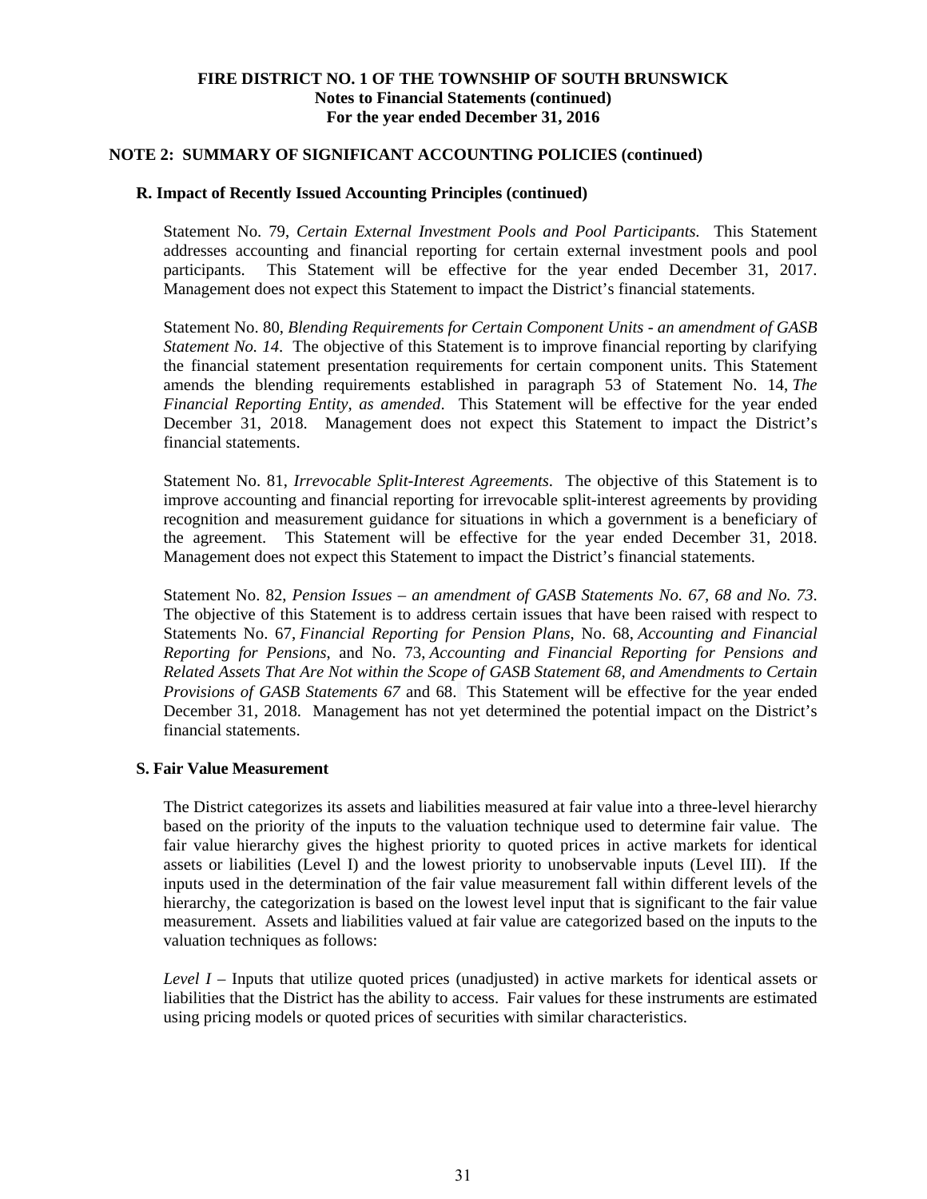**FIRE DISTRICT NO. 1 OF THE TOWNSHIP OF SOUTH BRUNSWICK**
**Notes to Financial Statements (continued)**
**For the year ended December 31, 2016**

## NOTE 2: SUMMARY OF SIGNIFICANT ACCOUNTING POLICIES (continued)

### R. Impact of Recently Issued Accounting Principles (continued)

Statement No. 79, *Certain External Investment Pools and Pool Participants.* This Statement addresses accounting and financial reporting for certain external investment pools and pool participants. This Statement will be effective for the year ended December 31, 2017. Management does not expect this Statement to impact the District's financial statements.

Statement No. 80, *Blending Requirements for Certain Component Units - an amendment of GASB Statement No. 14*. The objective of this Statement is to improve financial reporting by clarifying the financial statement presentation requirements for certain component units. This Statement amends the blending requirements established in paragraph 53 of Statement No. 14, *The Financial Reporting Entity, as amended*. This Statement will be effective for the year ended December 31, 2018. Management does not expect this Statement to impact the District's financial statements.

Statement No. 81, *Irrevocable Split-Interest Agreements*. The objective of this Statement is to improve accounting and financial reporting for irrevocable split-interest agreements by providing recognition and measurement guidance for situations in which a government is a beneficiary of the agreement. This Statement will be effective for the year ended December 31, 2018. Management does not expect this Statement to impact the District's financial statements.

Statement No. 82, *Pension Issues – an amendment of GASB Statements No. 67, 68 and No. 73*. The objective of this Statement is to address certain issues that have been raised with respect to Statements No. 67, *Financial Reporting for Pension Plans*, No. 68, *Accounting and Financial Reporting for Pensions*, and No. 73, *Accounting and Financial Reporting for Pensions and Related Assets That Are Not within the Scope of GASB Statement 68, and Amendments to Certain Provisions of GASB Statements 67* and 68. This Statement will be effective for the year ended December 31, 2018. Management has not yet determined the potential impact on the District's financial statements.

### S. Fair Value Measurement

The District categorizes its assets and liabilities measured at fair value into a three-level hierarchy based on the priority of the inputs to the valuation technique used to determine fair value. The fair value hierarchy gives the highest priority to quoted prices in active markets for identical assets or liabilities (Level I) and the lowest priority to unobservable inputs (Level III). If the inputs used in the determination of the fair value measurement fall within different levels of the hierarchy, the categorization is based on the lowest level input that is significant to the fair value measurement. Assets and liabilities valued at fair value are categorized based on the inputs to the valuation techniques as follows:

*Level I* – Inputs that utilize quoted prices (unadjusted) in active markets for identical assets or liabilities that the District has the ability to access. Fair values for these instruments are estimated using pricing models or quoted prices of securities with similar characteristics.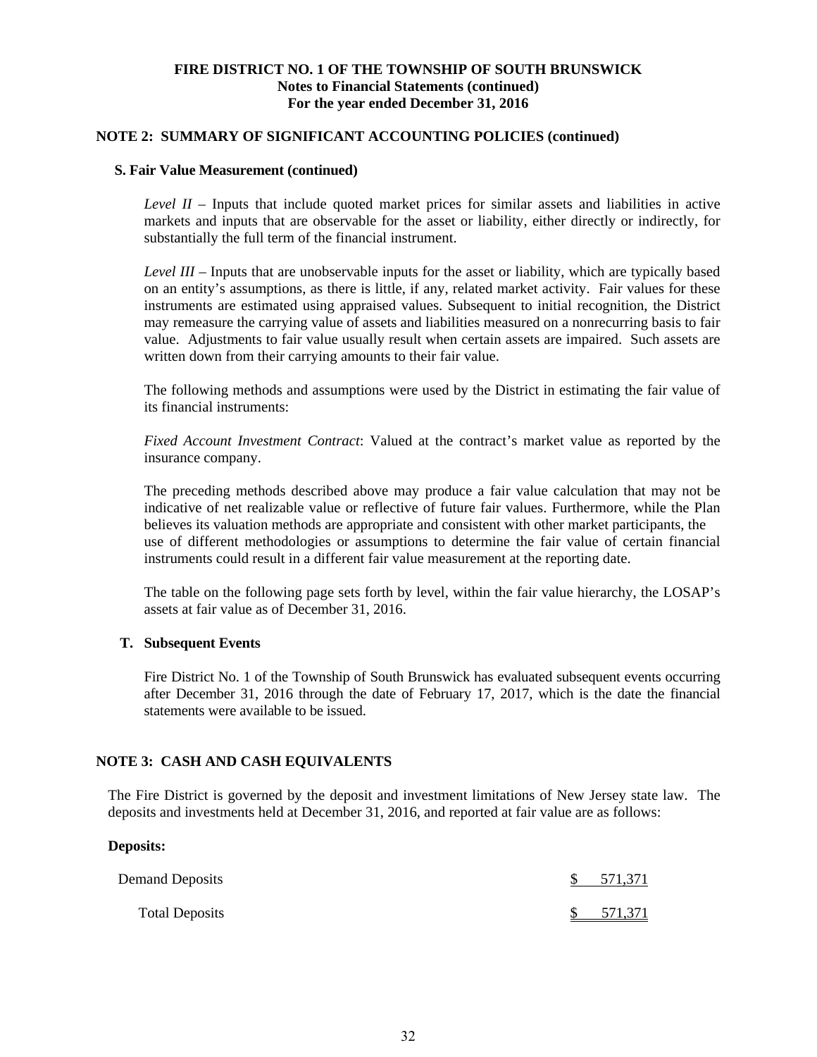**FIRE DISTRICT NO. 1 OF THE TOWNSHIP OF SOUTH BRUNSWICK**
**Notes to Financial Statements (continued)**
**For the year ended December 31, 2016**

## NOTE 2: SUMMARY OF SIGNIFICANT ACCOUNTING POLICIES (continued)

### S. Fair Value Measurement (continued)

*Level II* – Inputs that include quoted market prices for similar assets and liabilities in active markets and inputs that are observable for the asset or liability, either directly or indirectly, for substantially the full term of the financial instrument.

*Level III* – Inputs that are unobservable inputs for the asset or liability, which are typically based on an entity's assumptions, as there is little, if any, related market activity. Fair values for these instruments are estimated using appraised values. Subsequent to initial recognition, the District may remeasure the carrying value of assets and liabilities measured on a nonrecurring basis to fair value. Adjustments to fair value usually result when certain assets are impaired. Such assets are written down from their carrying amounts to their fair value.

The following methods and assumptions were used by the District in estimating the fair value of its financial instruments:

*Fixed Account Investment Contract*: Valued at the contract's market value as reported by the insurance company.

The preceding methods described above may produce a fair value calculation that may not be indicative of net realizable value or reflective of future fair values. Furthermore, while the Plan believes its valuation methods are appropriate and consistent with other market participants, the use of different methodologies or assumptions to determine the fair value of certain financial instruments could result in a different fair value measurement at the reporting date.

The table on the following page sets forth by level, within the fair value hierarchy, the LOSAP's assets at fair value as of December 31, 2016.

### T. Subsequent Events

Fire District No. 1 of the Township of South Brunswick has evaluated subsequent events occurring after December 31, 2016 through the date of February 17, 2017, which is the date the financial statements were available to be issued.

## NOTE 3: CASH AND CASH EQUIVALENTS

The Fire District is governed by the deposit and investment limitations of New Jersey state law. The deposits and investments held at December 31, 2016, and reported at fair value are as follows:

**Deposits:**

| | |
|---|---|
| Demand Deposits | $ 571,371 |
| Total Deposits | $ 571,371 |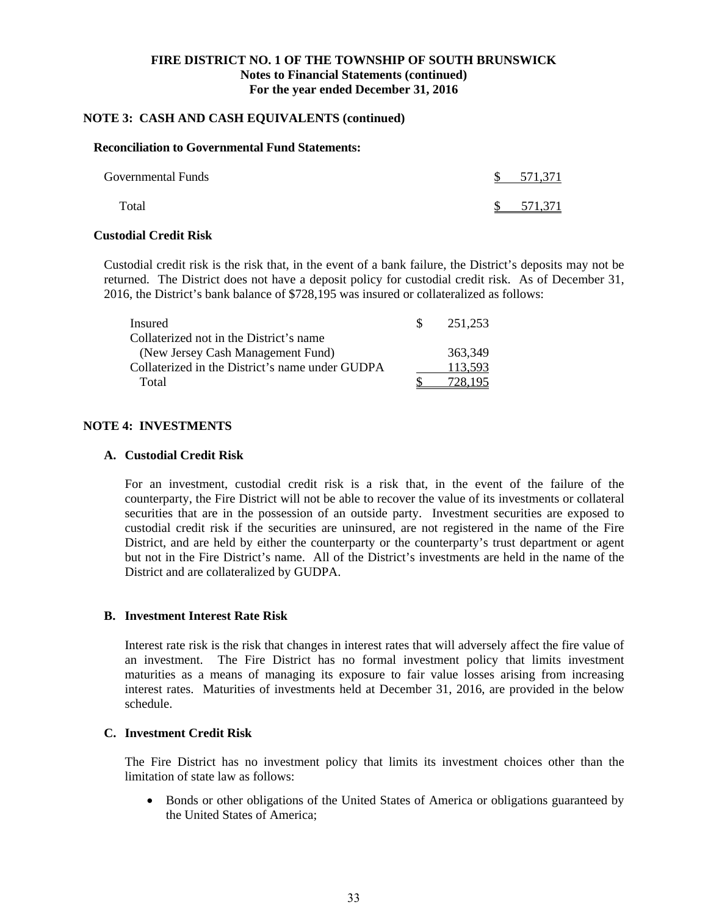# FIRE DISTRICT NO. 1 OF THE TOWNSHIP OF SOUTH BRUNSWICK
## Notes to Financial Statements (continued)
## For the year ended December 31, 2016

### NOTE 3: CASH AND CASH EQUIVALENTS (continued)

**Reconciliation to Governmental Fund Statements:**

| | |
|---|---|
| Governmental Funds | $ 571,371 |
| Total | $ 571,371 |

**Custodial Credit Risk**

Custodial credit risk is the risk that, in the event of a bank failure, the District's deposits may not be returned. The District does not have a deposit policy for custodial credit risk. As of December 31, 2016, the District's bank balance of $728,195 was insured or collateralized as follows:

| | |
|---|---|
| Insured | $ 251,253 |
| Collaterized not in the District's name (New Jersey Cash Management Fund) | 363,349 |
| Collaterized in the District's name under GUDPA | 113,593 |
| Total | $ 728,195 |

### NOTE 4: INVESTMENTS

**A. Custodial Credit Risk**

For an investment, custodial credit risk is a risk that, in the event of the failure of the counterparty, the Fire District will not be able to recover the value of its investments or collateral securities that are in the possession of an outside party. Investment securities are exposed to custodial credit risk if the securities are uninsured, are not registered in the name of the Fire District, and are held by either the counterparty or the counterparty's trust department or agent but not in the Fire District's name. All of the District's investments are held in the name of the District and are collateralized by GUDPA.

**B. Investment Interest Rate Risk**

Interest rate risk is the risk that changes in interest rates that will adversely affect the fire value of an investment. The Fire District has no formal investment policy that limits investment maturities as a means of managing its exposure to fair value losses arising from increasing interest rates. Maturities of investments held at December 31, 2016, are provided in the below schedule.

**C. Investment Credit Risk**

The Fire District has no investment policy that limits its investment choices other than the limitation of state law as follows:

- Bonds or other obligations of the United States of America or obligations guaranteed by the United States of America;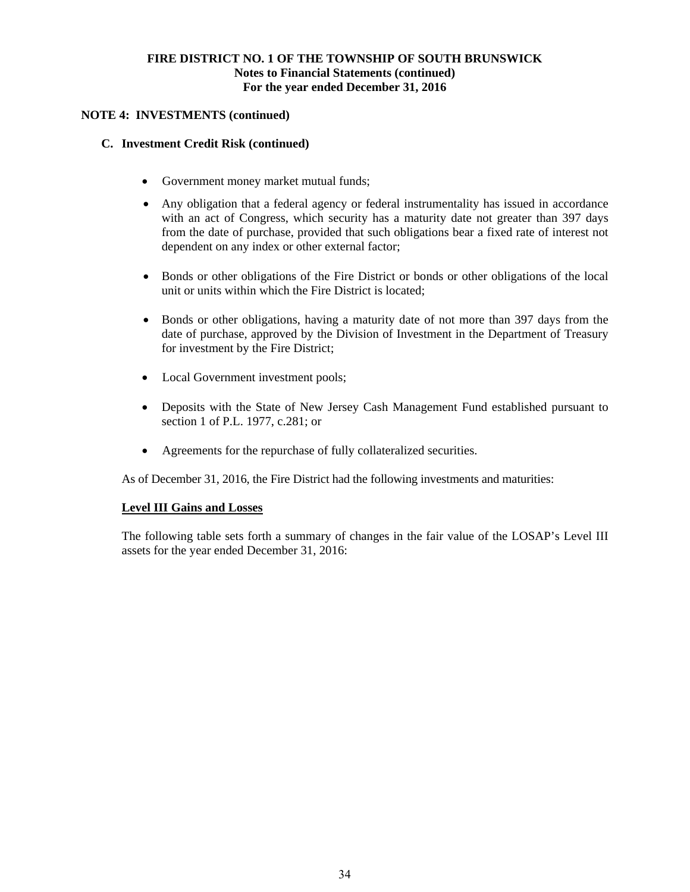## NOTE 4: INVESTMENTS (continued)

### C. Investment Credit Risk (continued)

- Government money market mutual funds;
- Any obligation that a federal agency or federal instrumentality has issued in accordance with an act of Congress, which security has a maturity date not greater than 397 days from the date of purchase, provided that such obligations bear a fixed rate of interest not dependent on any index or other external factor;
- Bonds or other obligations of the Fire District or bonds or other obligations of the local unit or units within which the Fire District is located;
- Bonds or other obligations, having a maturity date of not more than 397 days from the date of purchase, approved by the Division of Investment in the Department of Treasury for investment by the Fire District;
- Local Government investment pools;
- Deposits with the State of New Jersey Cash Management Fund established pursuant to section 1 of P.L. 1977, c.281; or
- Agreements for the repurchase of fully collateralized securities.

As of December 31, 2016, the Fire District had the following investments and maturities:

**Level III Gains and Losses**

The following table sets forth a summary of changes in the fair value of the LOSAP's Level III assets for the year ended December 31, 2016: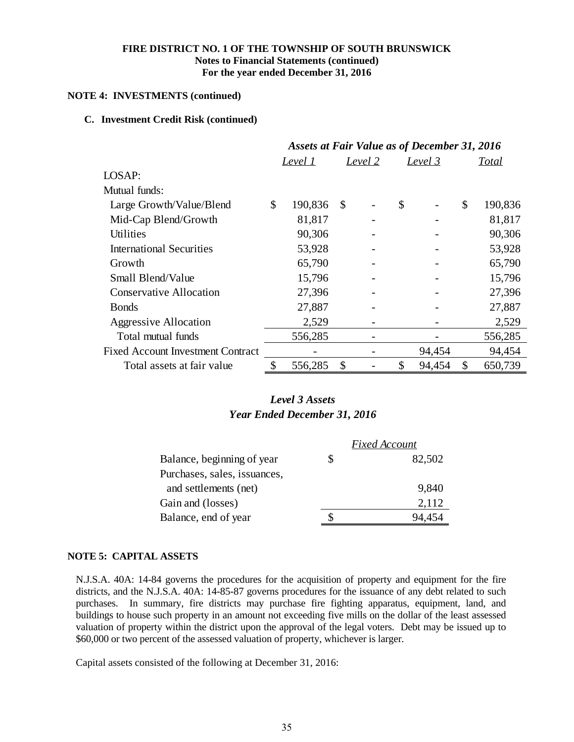**FIRE DISTRICT NO. 1 OF THE TOWNSHIP OF SOUTH BRUNSWICK**
**Notes to Financial Statements (continued)**
**For the year ended December 31, 2016**

## NOTE 4: INVESTMENTS (continued)

### C. Investment Credit Risk (continued)

| | *Assets at Fair Value as of December 31, 2016* | | | |
|---|---|---|---|---|
| | *Level 1* | *Level 2* | *Level 3* | *Total* |
| LOSAP: | | | | |
| Mutual funds: | | | | |
| Large Growth/Value/Blend | $ 190,836 | $ - | $ - | $ 190,836 |
| Mid-Cap Blend/Growth | 81,817 | - | - | 81,817 |
| Utilities | 90,306 | - | - | 90,306 |
| International Securities | 53,928 | - | - | 53,928 |
| Growth | 65,790 | - | - | 65,790 |
| Small Blend/Value | 15,796 | - | - | 15,796 |
| Conservative Allocation | 27,396 | - | - | 27,396 |
| Bonds | 27,887 | - | - | 27,887 |
| Aggressive Allocation | 2,529 | - | - | 2,529 |
| Total mutual funds | 556,285 | - | - | 556,285 |
| Fixed Account Investment Contract | - | - | 94,454 | 94,454 |
| Total assets at fair value | $ 556,285 | $ - | $ 94,454 | $ 650,739 |

***Level 3 Assets***
***Year Ended December 31, 2016***

| | *Fixed Account* |
|---|---|
| Balance, beginning of year | $ 82,502 |
| Purchases, sales, issuances, and settlements (net) | 9,840 |
| Gain and (losses) | 2,112 |
| Balance, end of year | $ 94,454 |

## NOTE 5: CAPITAL ASSETS

N.J.S.A. 40A: 14-84 governs the procedures for the acquisition of property and equipment for the fire districts, and the N.J.S.A. 40A: 14-85-87 governs procedures for the issuance of any debt related to such purchases. In summary, fire districts may purchase fire fighting apparatus, equipment, land, and buildings to house such property in an amount not exceeding five mills on the dollar of the least assessed valuation of property within the district upon the approval of the legal voters. Debt may be issued up to $60,000 or two percent of the assessed valuation of property, whichever is larger.

Capital assets consisted of the following at December 31, 2016: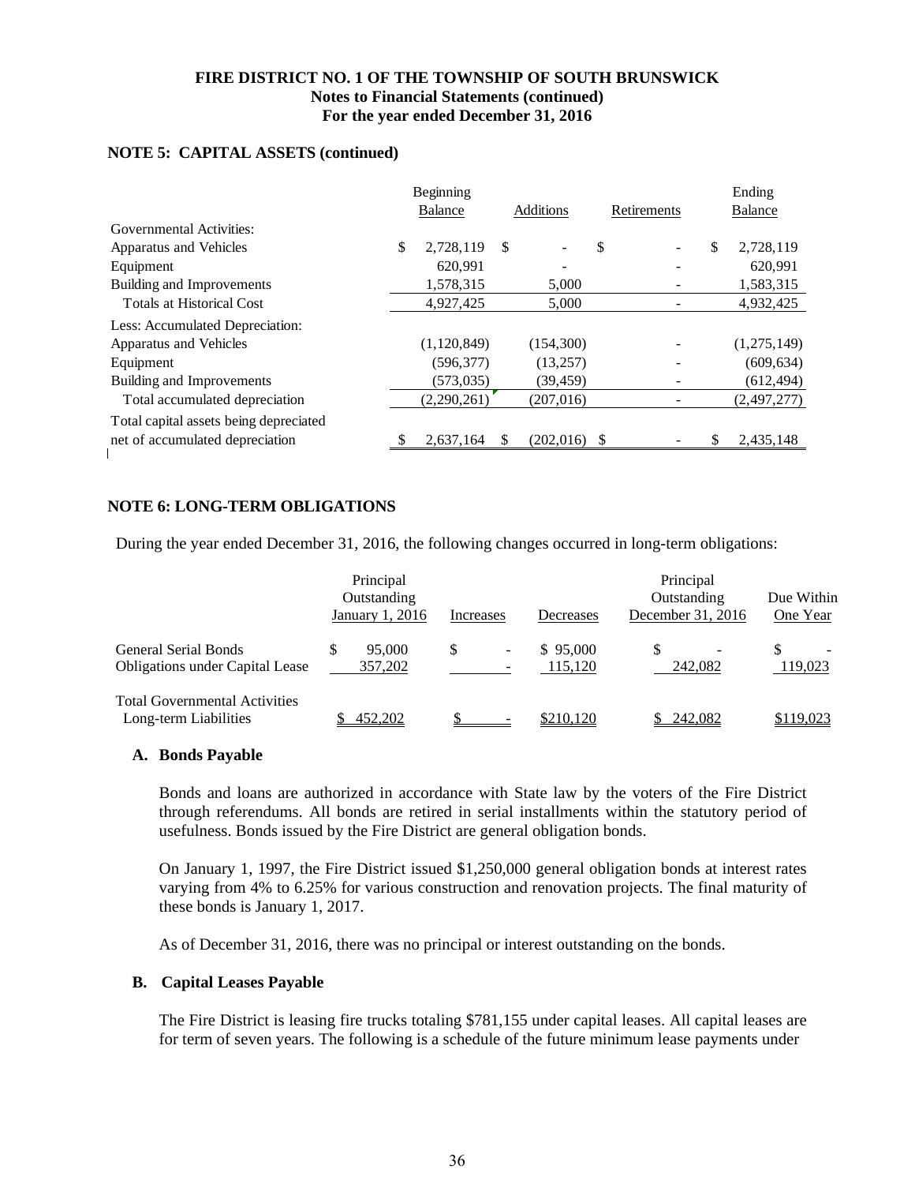**FIRE DISTRICT NO. 1 OF THE TOWNSHIP OF SOUTH BRUNSWICK**
**Notes to Financial Statements (continued)**
**For the year ended December 31, 2016**

## NOTE 5: CAPITAL ASSETS (continued)

| | Beginning Balance | Additions | Retirements | Ending Balance |
|---|---|---|---|---|
| Governmental Activities: | | | | |
| Apparatus and Vehicles | $ 2,728,119 | $ - | $ - | $ 2,728,119 |
| Equipment | 620,991 | - | - | 620,991 |
| Building and Improvements | 1,578,315 | 5,000 | - | 1,583,315 |
| Totals at Historical Cost | 4,927,425 | 5,000 | - | 4,932,425 |
| Less: Accumulated Depreciation: | | | | |
| Apparatus and Vehicles | (1,120,849) | (154,300) | - | (1,275,149) |
| Equipment | (596,377) | (13,257) | - | (609,634) |
| Building and Improvements | (573,035) | (39,459) | - | (612,494) |
| Total accumulated depreciation | (2,290,261) | (207,016) | - | (2,497,277) |
| Total capital assets being depreciated net of accumulated depreciation | $ 2,637,164 | $ (202,016) | $ - | $ 2,435,148 |

## NOTE 6: LONG-TERM OBLIGATIONS

During the year ended December 31, 2016, the following changes occurred in long-term obligations:

| | Principal Outstanding January 1, 2016 | Increases | Decreases | Principal Outstanding December 31, 2016 | Due Within One Year |
|---|---|---|---|---|---|
| General Serial Bonds | $ 95,000 | $ - | $ 95,000 | $ - | $ - |
| Obligations under Capital Lease | 357,202 | - | 115,120 | 242,082 | 119,023 |
| Total Governmental Activities Long-term Liabilities | $ 452,202 | $ - | $210,120 | $ 242,082 | $119,023 |

### A. Bonds Payable

Bonds and loans are authorized in accordance with State law by the voters of the Fire District through referendums. All bonds are retired in serial installments within the statutory period of usefulness. Bonds issued by the Fire District are general obligation bonds.

On January 1, 1997, the Fire District issued $1,250,000 general obligation bonds at interest rates varying from 4% to 6.25% for various construction and renovation projects. The final maturity of these bonds is January 1, 2017.

As of December 31, 2016, there was no principal or interest outstanding on the bonds.

### B. Capital Leases Payable

The Fire District is leasing fire trucks totaling $781,155 under capital leases. All capital leases are for term of seven years. The following is a schedule of the future minimum lease payments under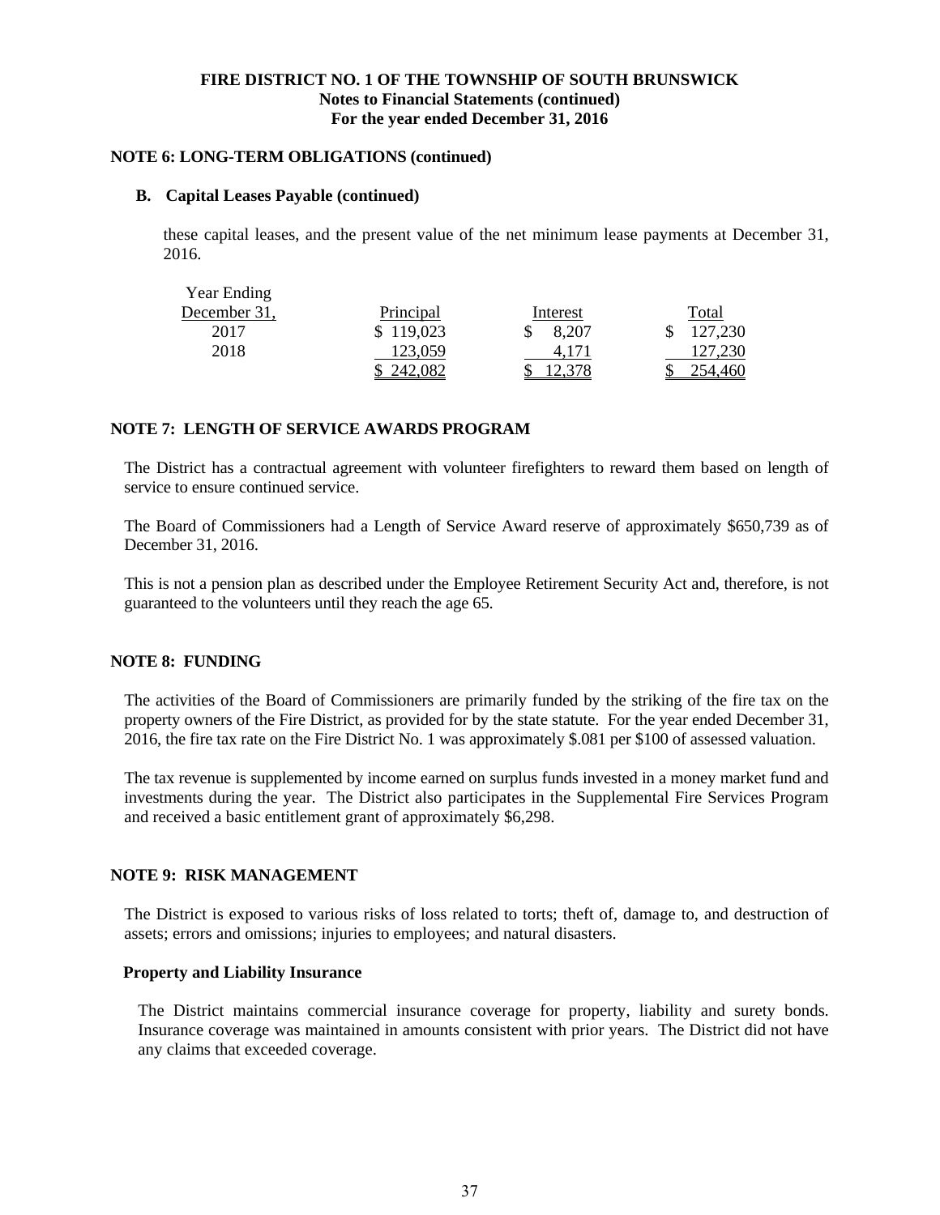FIRE DISTRICT NO. 1 OF THE TOWNSHIP OF SOUTH BRUNSWICK
Notes to Financial Statements (continued)
For the year ended December 31, 2016

## NOTE 6: LONG-TERM OBLIGATIONS (continued)

### B. Capital Leases Payable (continued)

these capital leases, and the present value of the net minimum lease payments at December 31, 2016.

| Year Ending December 31, | Principal | Interest | Total |
|---|---|---|---|
| 2017 | $ 119,023 | $ 8,207 | $ 127,230 |
| 2018 | 123,059 | 4,171 | 127,230 |
| | $ 242,082 | $ 12,378 | $ 254,460 |

## NOTE 7: LENGTH OF SERVICE AWARDS PROGRAM

The District has a contractual agreement with volunteer firefighters to reward them based on length of service to ensure continued service.

The Board of Commissioners had a Length of Service Award reserve of approximately $650,739 as of December 31, 2016.

This is not a pension plan as described under the Employee Retirement Security Act and, therefore, is not guaranteed to the volunteers until they reach the age 65.

## NOTE 8: FUNDING

The activities of the Board of Commissioners are primarily funded by the striking of the fire tax on the property owners of the Fire District, as provided for by the state statute. For the year ended December 31, 2016, the fire tax rate on the Fire District No. 1 was approximately $.081 per $100 of assessed valuation.

The tax revenue is supplemented by income earned on surplus funds invested in a money market fund and investments during the year. The District also participates in the Supplemental Fire Services Program and received a basic entitlement grant of approximately $6,298.

## NOTE 9: RISK MANAGEMENT

The District is exposed to various risks of loss related to torts; theft of, damage to, and destruction of assets; errors and omissions; injuries to employees; and natural disasters.

### Property and Liability Insurance

The District maintains commercial insurance coverage for property, liability and surety bonds. Insurance coverage was maintained in amounts consistent with prior years. The District did not have any claims that exceeded coverage.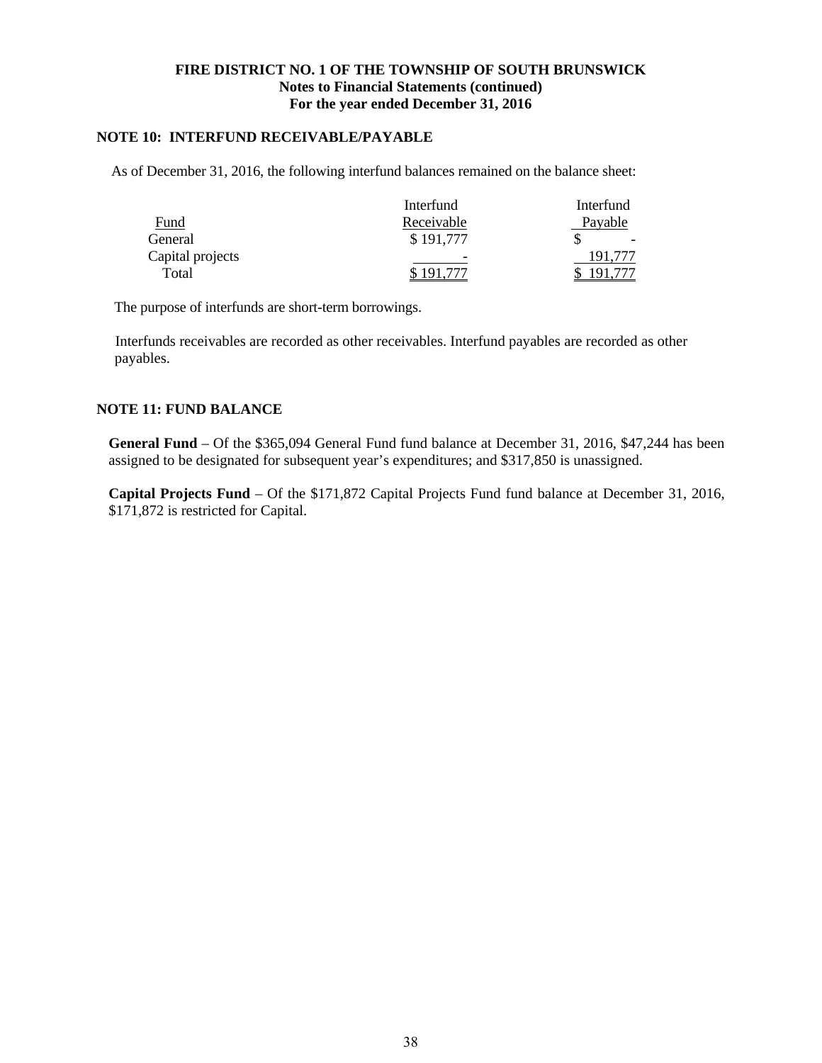# FIRE DISTRICT NO. 1 OF THE TOWNSHIP OF SOUTH BRUNSWICK
**Notes to Financial Statements (continued)**
**For the year ended December 31, 2016**

## NOTE 10: INTERFUND RECEIVABLE/PAYABLE

As of December 31, 2016, the following interfund balances remained on the balance sheet:

| Fund | Interfund Receivable | Interfund Payable |
|---|---|---|
| General | $ 191,777 | $ - |
| Capital projects | - | 191,777 |
| Total | $ 191,777 | $ 191,777 |

The purpose of interfunds are short-term borrowings.

Interfunds receivables are recorded as other receivables. Interfund payables are recorded as other payables.

## NOTE 11: FUND BALANCE

**General Fund** – Of the $365,094 General Fund fund balance at December 31, 2016, $47,244 has been assigned to be designated for subsequent year's expenditures; and $317,850 is unassigned.

**Capital Projects Fund** – Of the $171,872 Capital Projects Fund fund balance at December 31, 2016, $171,872 is restricted for Capital.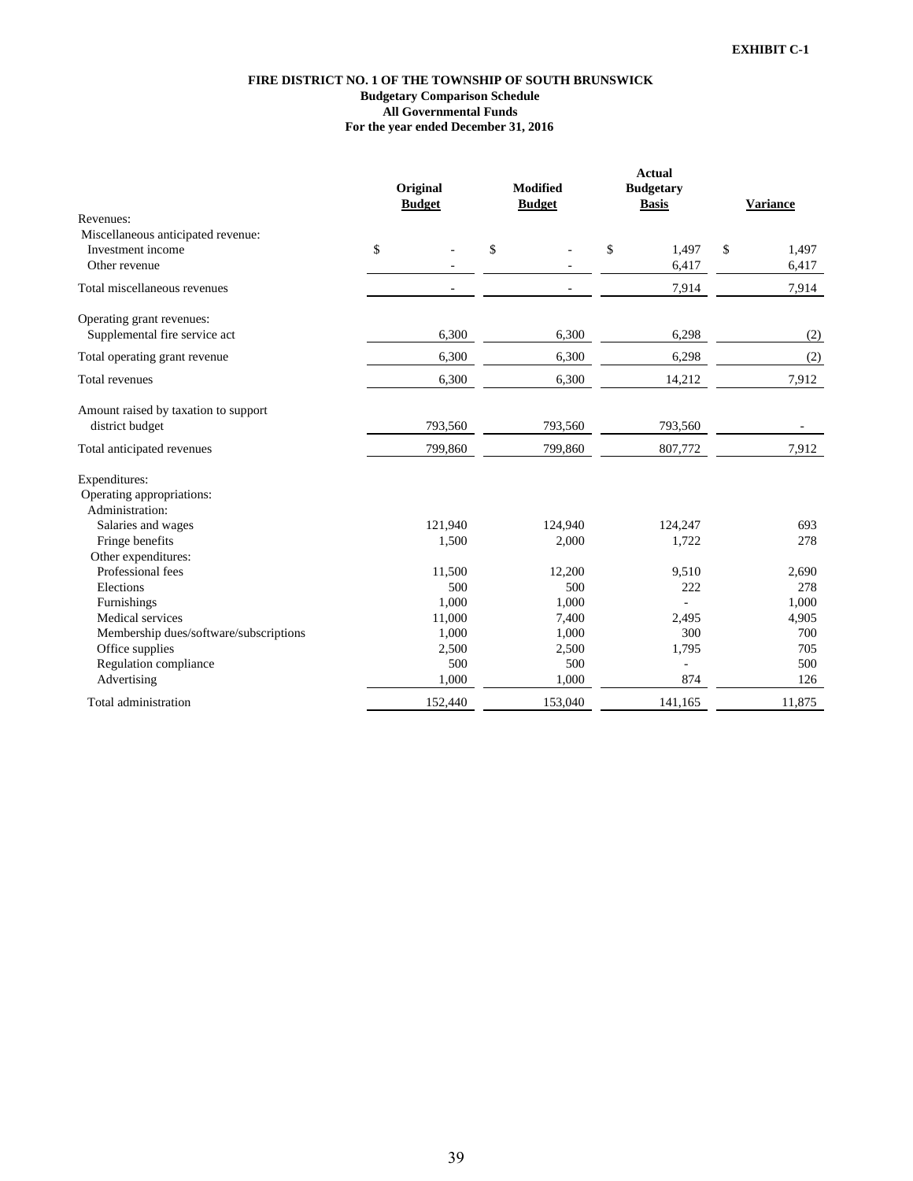**EXHIBIT C-1**

**FIRE DISTRICT NO. 1 OF THE TOWNSHIP OF SOUTH BRUNSWICK**
**Budgetary Comparison Schedule**
**All Governmental Funds**
**For the year ended December 31, 2016**

| | Original Budget | Modified Budget | Actual Budgetary Basis | Variance |
|---|---|---|---|---|
| Revenues: | | | | |
| Miscellaneous anticipated revenue: | | | | |
| Investment income | $ - | $ - | $ 1,497 | $ 1,497 |
| Other revenue | - | - | 6,417 | 6,417 |
| Total miscellaneous revenues | - | - | 7,914 | 7,914 |
| Operating grant revenues: | | | | |
| Supplemental fire service act | 6,300 | 6,300 | 6,298 | (2) |
| Total operating grant revenue | 6,300 | 6,300 | 6,298 | (2) |
| Total revenues | 6,300 | 6,300 | 14,212 | 7,912 |
| Amount raised by taxation to support district budget | 793,560 | 793,560 | 793,560 | - |
| Total anticipated revenues | 799,860 | 799,860 | 807,772 | 7,912 |
| Expenditures: | | | | |
| Operating appropriations: | | | | |
| Administration: | | | | |
| Salaries and wages | 121,940 | 124,940 | 124,247 | 693 |
| Fringe benefits | 1,500 | 2,000 | 1,722 | 278 |
| Other expenditures: | | | | |
| Professional fees | 11,500 | 12,200 | 9,510 | 2,690 |
| Elections | 500 | 500 | 222 | 278 |
| Furnishings | 1,000 | 1,000 | - | 1,000 |
| Medical services | 11,000 | 7,400 | 2,495 | 4,905 |
| Membership dues/software/subscriptions | 1,000 | 1,000 | 300 | 700 |
| Office supplies | 2,500 | 2,500 | 1,795 | 705 |
| Regulation compliance | 500 | 500 | - | 500 |
| Advertising | 1,000 | 1,000 | 874 | 126 |
| Total administration | 152,440 | 153,040 | 141,165 | 11,875 |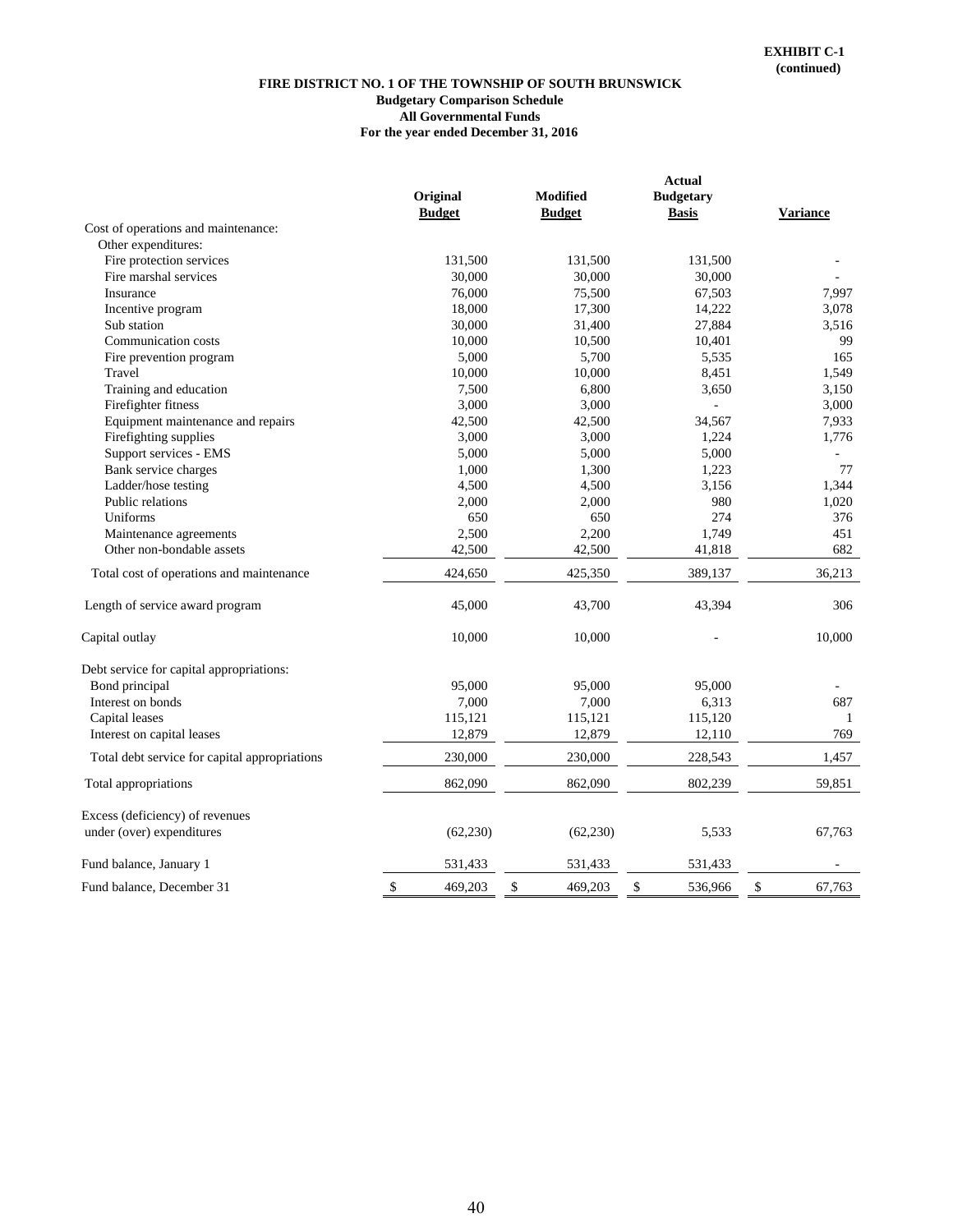**EXHIBIT C-1**
**(continued)**

**FIRE DISTRICT NO. 1 OF THE TOWNSHIP OF SOUTH BRUNSWICK**
**Budgetary Comparison Schedule**
**All Governmental Funds**
**For the year ended December 31, 2016**

| | Original Budget | Modified Budget | Actual Budgetary Basis | Variance |
|---|---|---|---|---|
| Cost of operations and maintenance: | | | | |
| Other expenditures: | | | | |
| Fire protection services | 131,500 | 131,500 | 131,500 | - |
| Fire marshal services | 30,000 | 30,000 | 30,000 | - |
| Insurance | 76,000 | 75,500 | 67,503 | 7,997 |
| Incentive program | 18,000 | 17,300 | 14,222 | 3,078 |
| Sub station | 30,000 | 31,400 | 27,884 | 3,516 |
| Communication costs | 10,000 | 10,500 | 10,401 | 99 |
| Fire prevention program | 5,000 | 5,700 | 5,535 | 165 |
| Travel | 10,000 | 10,000 | 8,451 | 1,549 |
| Training and education | 7,500 | 6,800 | 3,650 | 3,150 |
| Firefighter fitness | 3,000 | 3,000 | - | 3,000 |
| Equipment maintenance and repairs | 42,500 | 42,500 | 34,567 | 7,933 |
| Firefighting supplies | 3,000 | 3,000 | 1,224 | 1,776 |
| Support services - EMS | 5,000 | 5,000 | 5,000 | - |
| Bank service charges | 1,000 | 1,300 | 1,223 | 77 |
| Ladder/hose testing | 4,500 | 4,500 | 3,156 | 1,344 |
| Public relations | 2,000 | 2,000 | 980 | 1,020 |
| Uniforms | 650 | 650 | 274 | 376 |
| Maintenance agreements | 2,500 | 2,200 | 1,749 | 451 |
| Other non-bondable assets | 42,500 | 42,500 | 41,818 | 682 |
| Total cost of operations and maintenance | 424,650 | 425,350 | 389,137 | 36,213 |
| Length of service award program | 45,000 | 43,700 | 43,394 | 306 |
| Capital outlay | 10,000 | 10,000 | - | 10,000 |
| Debt service for capital appropriations: | | | | |
| Bond principal | 95,000 | 95,000 | 95,000 | - |
| Interest on bonds | 7,000 | 7,000 | 6,313 | 687 |
| Capital leases | 115,121 | 115,121 | 115,120 | 1 |
| Interest on capital leases | 12,879 | 12,879 | 12,110 | 769 |
| Total debt service for capital appropriations | 230,000 | 230,000 | 228,543 | 1,457 |
| Total appropriations | 862,090 | 862,090 | 802,239 | 59,851 |
| Excess (deficiency) of revenues under (over) expenditures | (62,230) | (62,230) | 5,533 | 67,763 |
| Fund balance, January 1 | 531,433 | 531,433 | 531,433 | - |
| Fund balance, December 31 | $ 469,203 | $ 469,203 | $ 536,966 | $ 67,763 |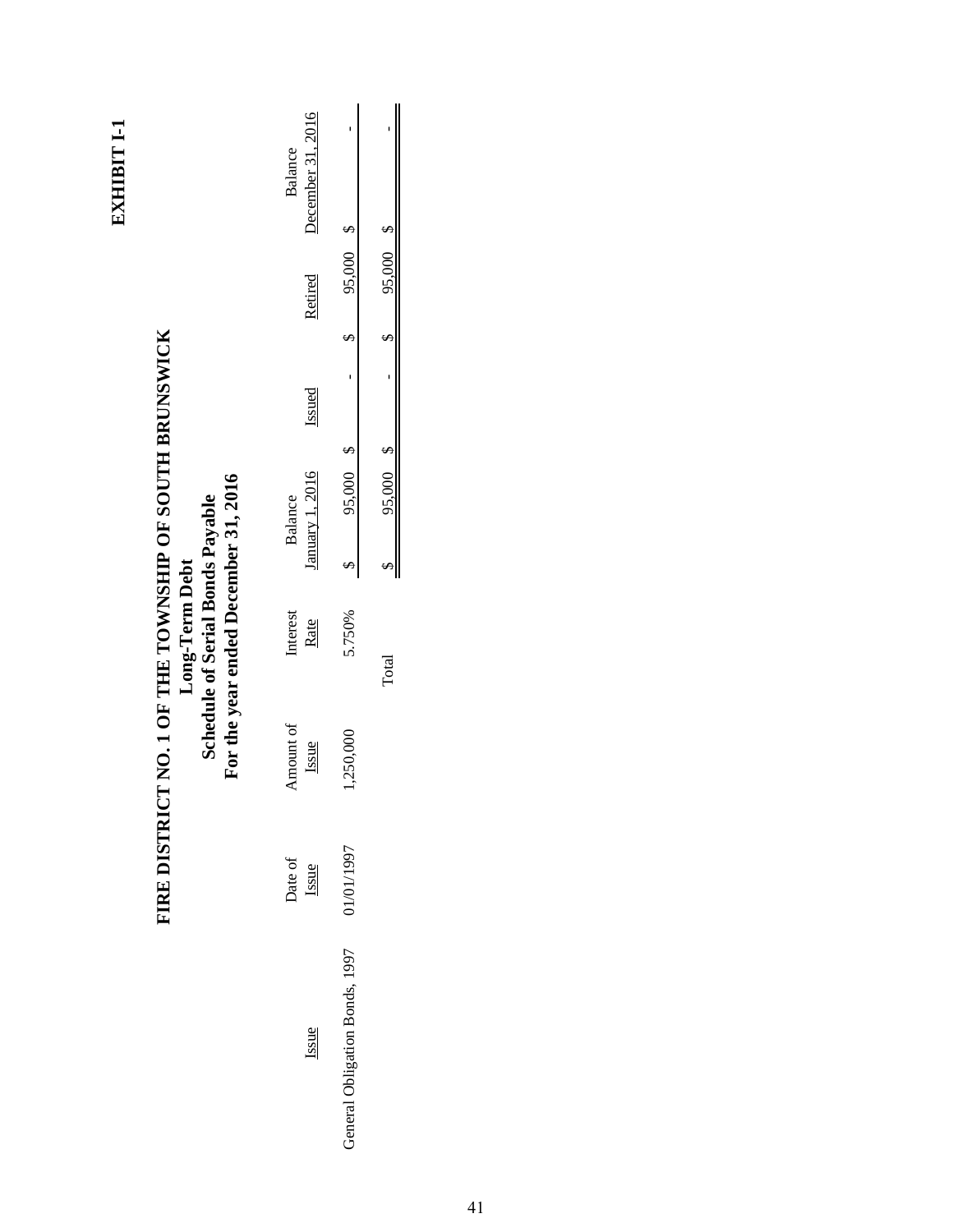**EXHIBIT I-1**

# FIRE DISTRICT NO. 1 OF THE TOWNSHIP OF SOUTH BRUNSWICK

## Long-Term Debt

## Schedule of Serial Bonds Payable

## For the year ended December 31, 2016

| Issue | Date of Issue | Amount of Issue | Interest Rate | Balance January 1, 2016 | Issued | Retired | Balance December 31, 2016 |
|---|---|---|---|---|---|---|---|
| General Obligation Bonds, 1997 | 01/01/1997 | 1,250,000 | 5.750% | $ 95,000 | $ - | $ 95,000 | $ - |
| | | | Total | $ 95,000 | $ - | $ 95,000 | $ - |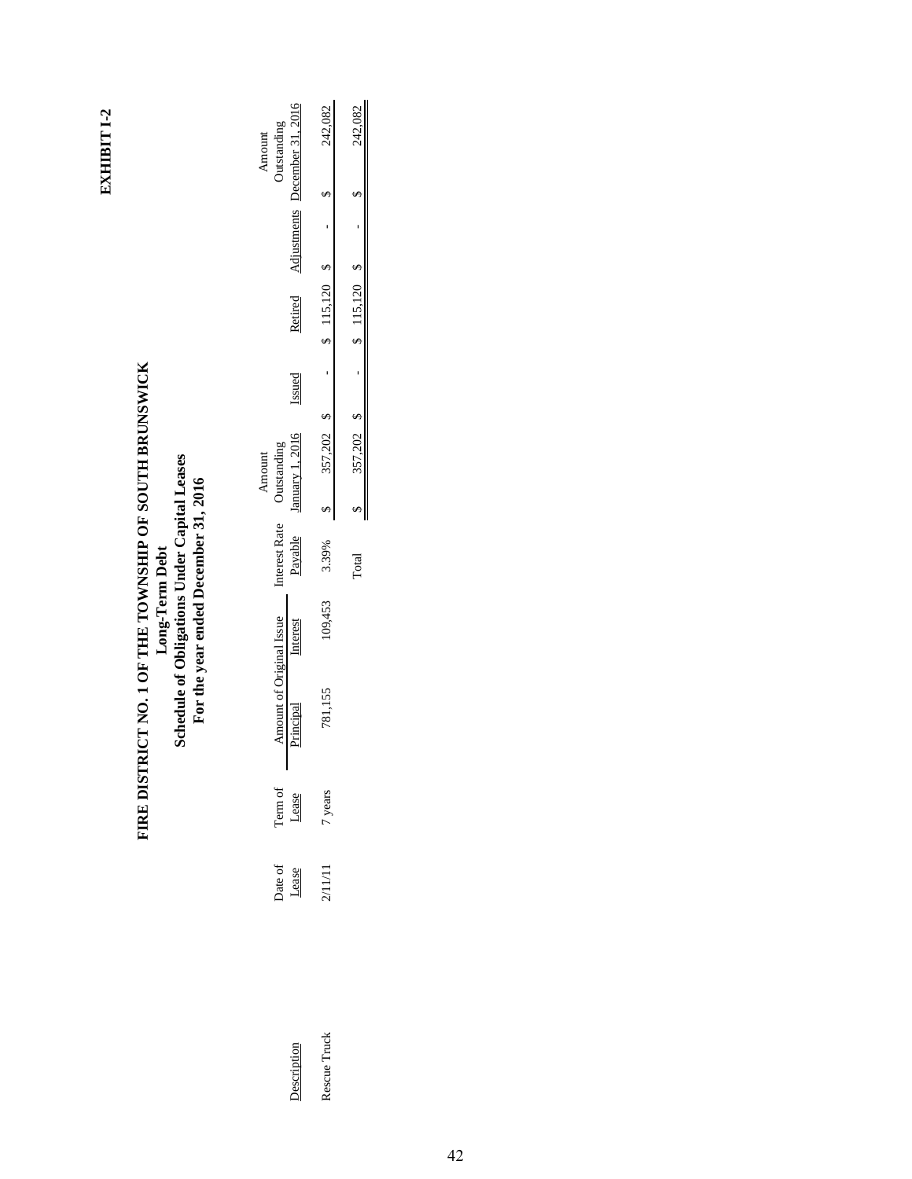**EXHIBIT I-2**

# FIRE DISTRICT NO. 1 OF THE TOWNSHIP OF SOUTH BRUNSWICK

## Long-Term Debt

## Schedule of Obligations Under Capital Leases

### For the year ended December 31, 2016

| Description | Date of Lease | Term of Lease | Amount of Original Issue | | Interest Rate Payable | Amount Outstanding January 1, 2016 | Issued | Retired | Adjustments | Amount Outstanding December 31, 2016 |
|---|---|---|---|---|---|---|---|---|---|---|
| | | | Principal | Interest | | | | | | |
| Rescue Truck | 2/11/11 | 7 years | 781,155 | 109,453 | 3.39% | $ 357,202 | $ - | $ 115,120 | $ - | $ 242,082 |
| | | | | | Total | $ 357,202 | $ - | $ 115,120 | $ - | $ 242,082 |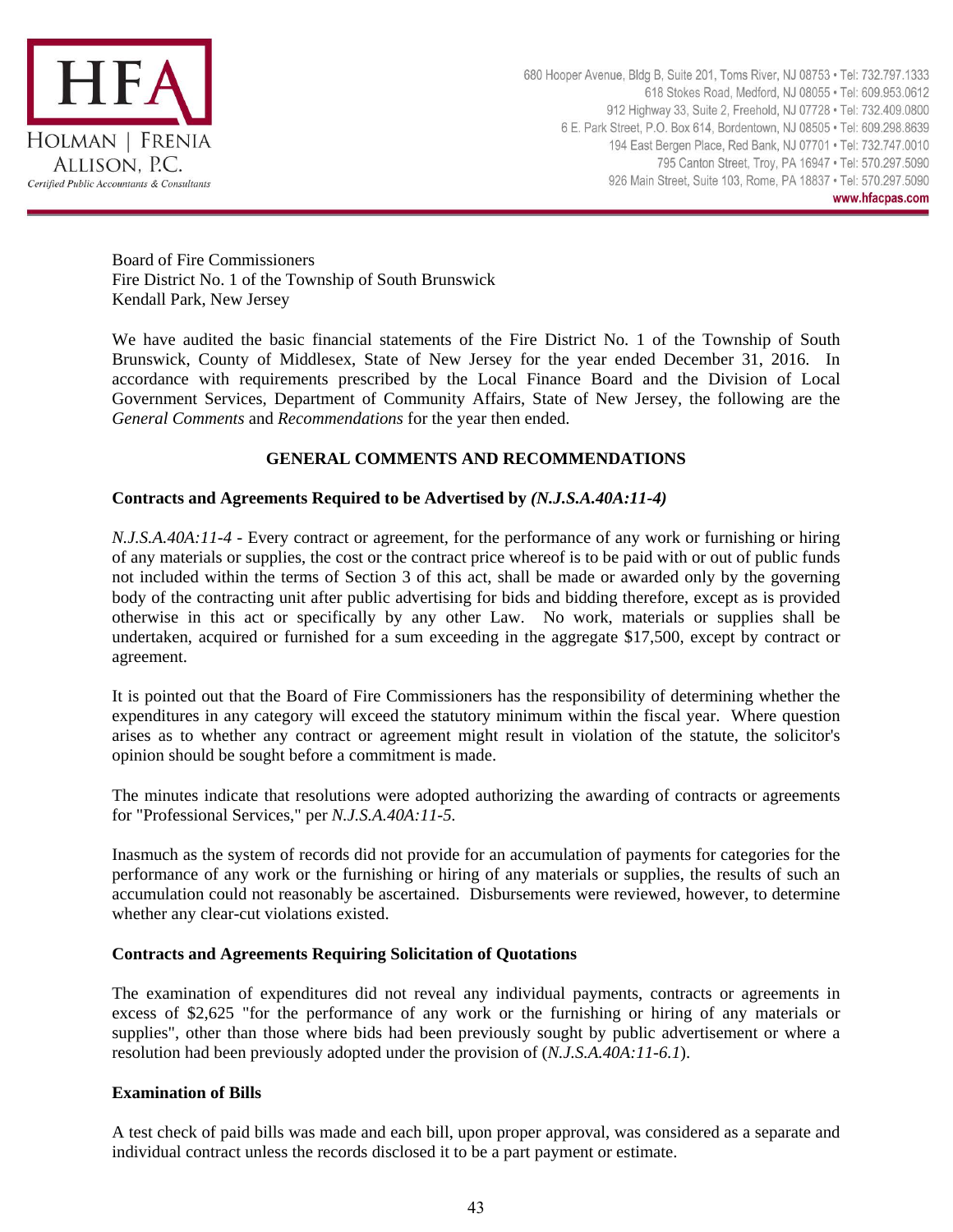**HFA**
**HOLMAN | FRENIA ALLISON, P.C.**
*Certified Public Accountants & Consultants*

680 Hooper Avenue, Bldg B, Suite 201, Toms River, NJ 08753 • Tel: 732.797.1333
618 Stokes Road, Medford, NJ 08055 • Tel: 609.953.0612
912 Highway 33, Suite 2, Freehold, NJ 07728 • Tel: 732.409.0800
6 E. Park Street, P.O. Box 614, Bordentown, NJ 08505 • Tel: 609.298.8639
194 East Bergen Place, Red Bank, NJ 07701 • Tel: 732.747.0010
795 Canton Street, Troy, PA 16947 • Tel: 570.297.5090
926 Main Street, Suite 103, Rome, PA 18837 • Tel: 570.297.5090
**www.hfacpas.com**

Board of Fire Commissioners
Fire District No. 1 of the Township of South Brunswick
Kendall Park, New Jersey

We have audited the basic financial statements of the Fire District No. 1 of the Township of South Brunswick, County of Middlesex, State of New Jersey for the year ended December 31, 2016. In accordance with requirements prescribed by the Local Finance Board and the Division of Local Government Services, Department of Community Affairs, State of New Jersey, the following are the *General Comments* and *Recommendations* for the year then ended.

## GENERAL COMMENTS AND RECOMMENDATIONS

### Contracts and Agreements Required to be Advertised by *(N.J.S.A.40A:11-4)*

*N.J.S.A.40A:11-4* - Every contract or agreement, for the performance of any work or furnishing or hiring of any materials or supplies, the cost or the contract price whereof is to be paid with or out of public funds not included within the terms of Section 3 of this act, shall be made or awarded only by the governing body of the contracting unit after public advertising for bids and bidding therefore, except as is provided otherwise in this act or specifically by any other Law. No work, materials or supplies shall be undertaken, acquired or furnished for a sum exceeding in the aggregate $17,500, except by contract or agreement.

It is pointed out that the Board of Fire Commissioners has the responsibility of determining whether the expenditures in any category will exceed the statutory minimum within the fiscal year. Where question arises as to whether any contract or agreement might result in violation of the statute, the solicitor's opinion should be sought before a commitment is made.

The minutes indicate that resolutions were adopted authorizing the awarding of contracts or agreements for "Professional Services," per *N.J.S.A.40A:11-5.*

Inasmuch as the system of records did not provide for an accumulation of payments for categories for the performance of any work or the furnishing or hiring of any materials or supplies, the results of such an accumulation could not reasonably be ascertained. Disbursements were reviewed, however, to determine whether any clear-cut violations existed.

### Contracts and Agreements Requiring Solicitation of Quotations

The examination of expenditures did not reveal any individual payments, contracts or agreements in excess of $2,625 "for the performance of any work or the furnishing or hiring of any materials or supplies", other than those where bids had been previously sought by public advertisement or where a resolution had been previously adopted under the provision of (*N.J.S.A.40A:11-6.1*).

### Examination of Bills

A test check of paid bills was made and each bill, upon proper approval, was considered as a separate and individual contract unless the records disclosed it to be a part payment or estimate.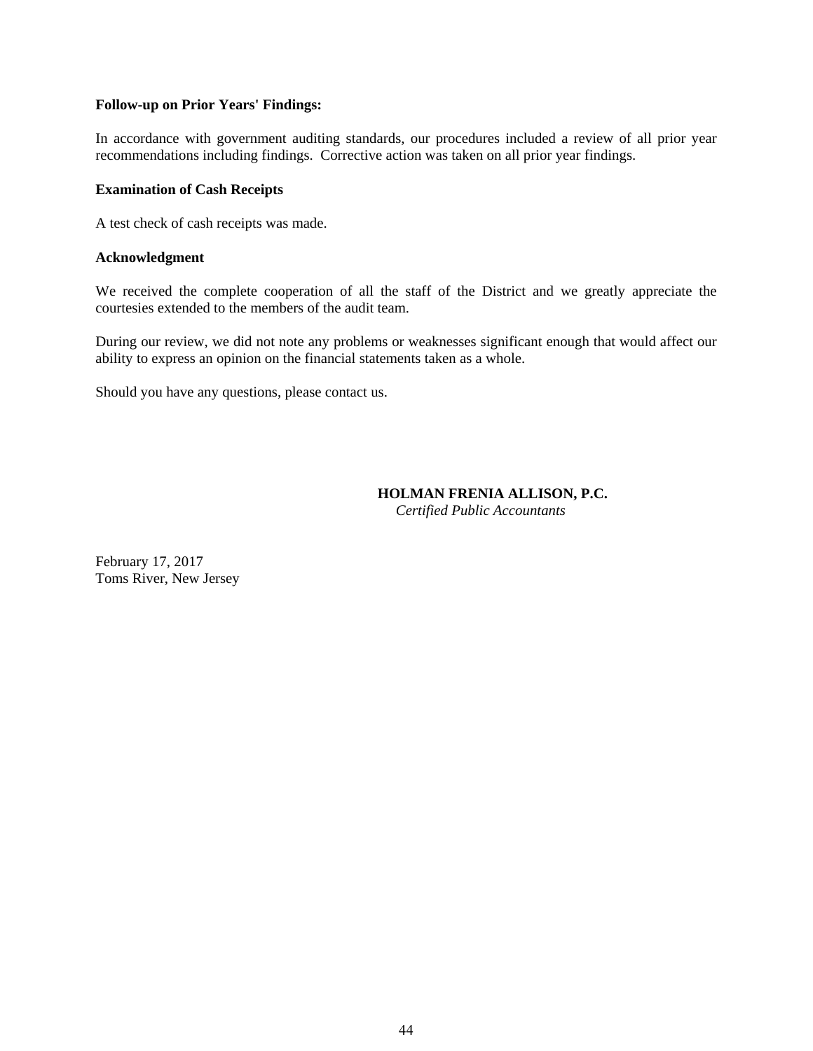**Follow-up on Prior Years' Findings:**

In accordance with government auditing standards, our procedures included a review of all prior year recommendations including findings. Corrective action was taken on all prior year findings.

**Examination of Cash Receipts**

A test check of cash receipts was made.

**Acknowledgment**

We received the complete cooperation of all the staff of the District and we greatly appreciate the courtesies extended to the members of the audit team.

During our review, we did not note any problems or weaknesses significant enough that would affect our ability to express an opinion on the financial statements taken as a whole.

Should you have any questions, please contact us.

**HOLMAN FRENIA ALLISON, P.C.**
*Certified Public Accountants*

February 17, 2017
Toms River, New Jersey